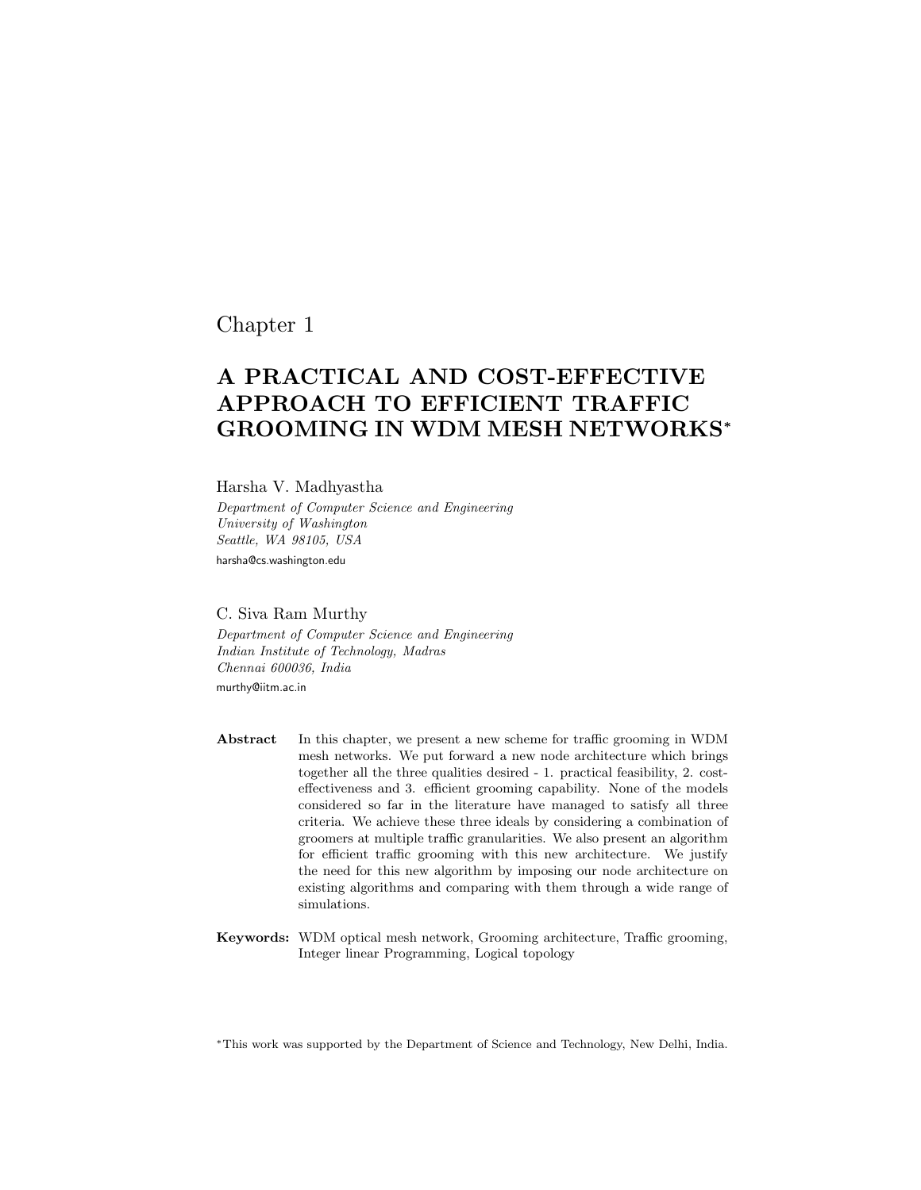Chapter 1

# A PRACTICAL AND COST-EFFECTIVE APPROACH TO EFFICIENT TRAFFIC GROOMING IN WDM MESH NETWORKS*

Harsha V. Madhyastha

*Department of Computer Science and Engineering*
*University of Washington*
*Seattle, WA 98105, USA*
harsha@cs.washington.edu

C. Siva Ram Murthy

*Department of Computer Science and Engineering*
*Indian Institute of Technology, Madras*
*Chennai 600036, India*
murthy@iitm.ac.in

**Abstract** In this chapter, we present a new scheme for traffic grooming in WDM mesh networks. We put forward a new node architecture which brings together all the three qualities desired - 1. practical feasibility, 2. cost-effectiveness and 3. efficient grooming capability. None of the models considered so far in the literature have managed to satisfy all three criteria. We achieve these three ideals by considering a combination of groomers at multiple traffic granularities. We also present an algorithm for efficient traffic grooming with this new architecture. We justify the need for this new algorithm by imposing our node architecture on existing algorithms and comparing with them through a wide range of simulations.

**Keywords:** WDM optical mesh network, Grooming architecture, Traffic grooming, Integer linear Programming, Logical topology

*This work was supported by the Department of Science and Technology, New Delhi, India.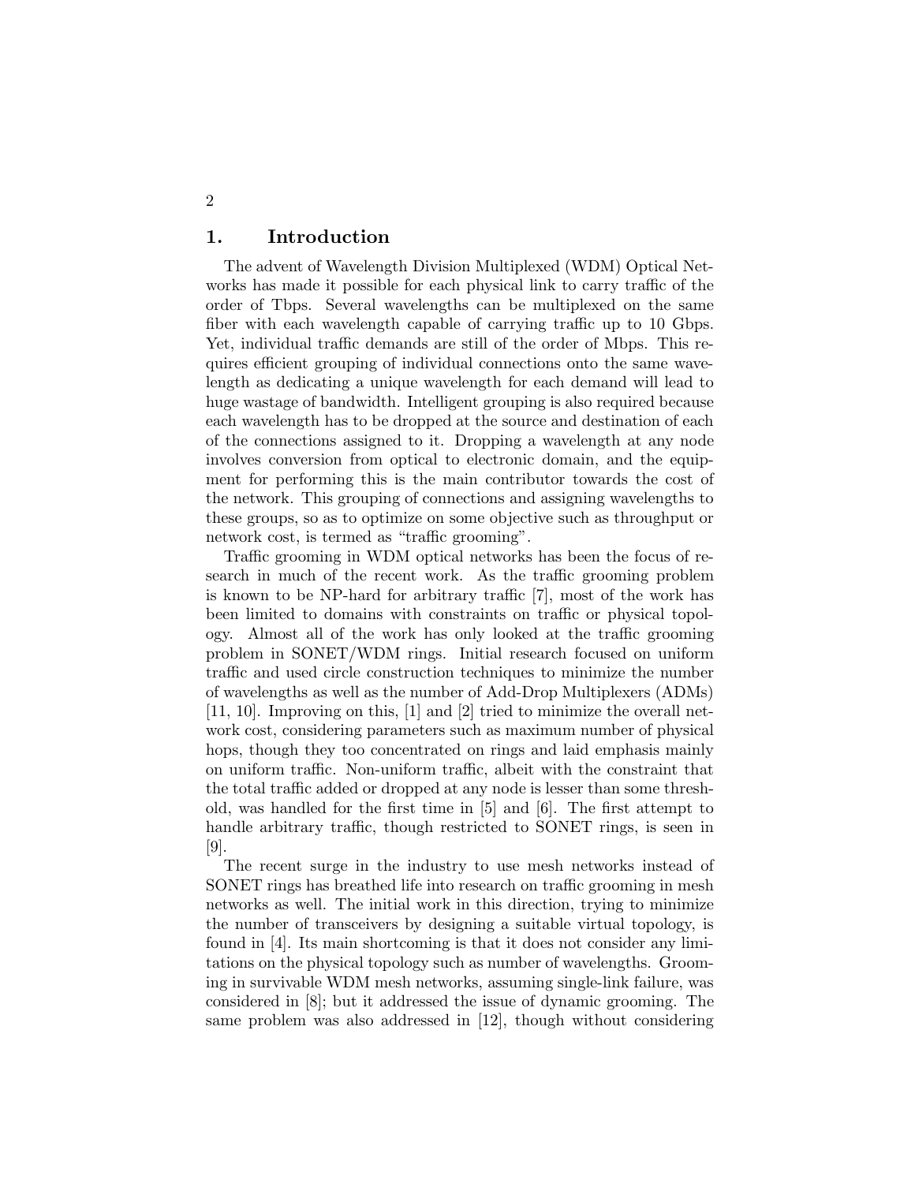## 1. Introduction

The advent of Wavelength Division Multiplexed (WDM) Optical Networks has made it possible for each physical link to carry traffic of the order of Tbps. Several wavelengths can be multiplexed on the same fiber with each wavelength capable of carrying traffic up to 10 Gbps. Yet, individual traffic demands are still of the order of Mbps. This requires efficient grouping of individual connections onto the same wavelength as dedicating a unique wavelength for each demand will lead to huge wastage of bandwidth. Intelligent grouping is also required because each wavelength has to be dropped at the source and destination of each of the connections assigned to it. Dropping a wavelength at any node involves conversion from optical to electronic domain, and the equipment for performing this is the main contributor towards the cost of the network. This grouping of connections and assigning wavelengths to these groups, so as to optimize on some objective such as throughput or network cost, is termed as "traffic grooming".

Traffic grooming in WDM optical networks has been the focus of research in much of the recent work. As the traffic grooming problem is known to be NP-hard for arbitrary traffic [7], most of the work has been limited to domains with constraints on traffic or physical topology. Almost all of the work has only looked at the traffic grooming problem in SONET/WDM rings. Initial research focused on uniform traffic and used circle construction techniques to minimize the number of wavelengths as well as the number of Add-Drop Multiplexers (ADMs) [11, 10]. Improving on this, [1] and [2] tried to minimize the overall network cost, considering parameters such as maximum number of physical hops, though they too concentrated on rings and laid emphasis mainly on uniform traffic. Non-uniform traffic, albeit with the constraint that the total traffic added or dropped at any node is lesser than some threshold, was handled for the first time in [5] and [6]. The first attempt to handle arbitrary traffic, though restricted to SONET rings, is seen in [9].

The recent surge in the industry to use mesh networks instead of SONET rings has breathed life into research on traffic grooming in mesh networks as well. The initial work in this direction, trying to minimize the number of transceivers by designing a suitable virtual topology, is found in [4]. Its main shortcoming is that it does not consider any limitations on the physical topology such as number of wavelengths. Grooming in survivable WDM mesh networks, assuming single-link failure, was considered in [8]; but it addressed the issue of dynamic grooming. The same problem was also addressed in [12], though without considering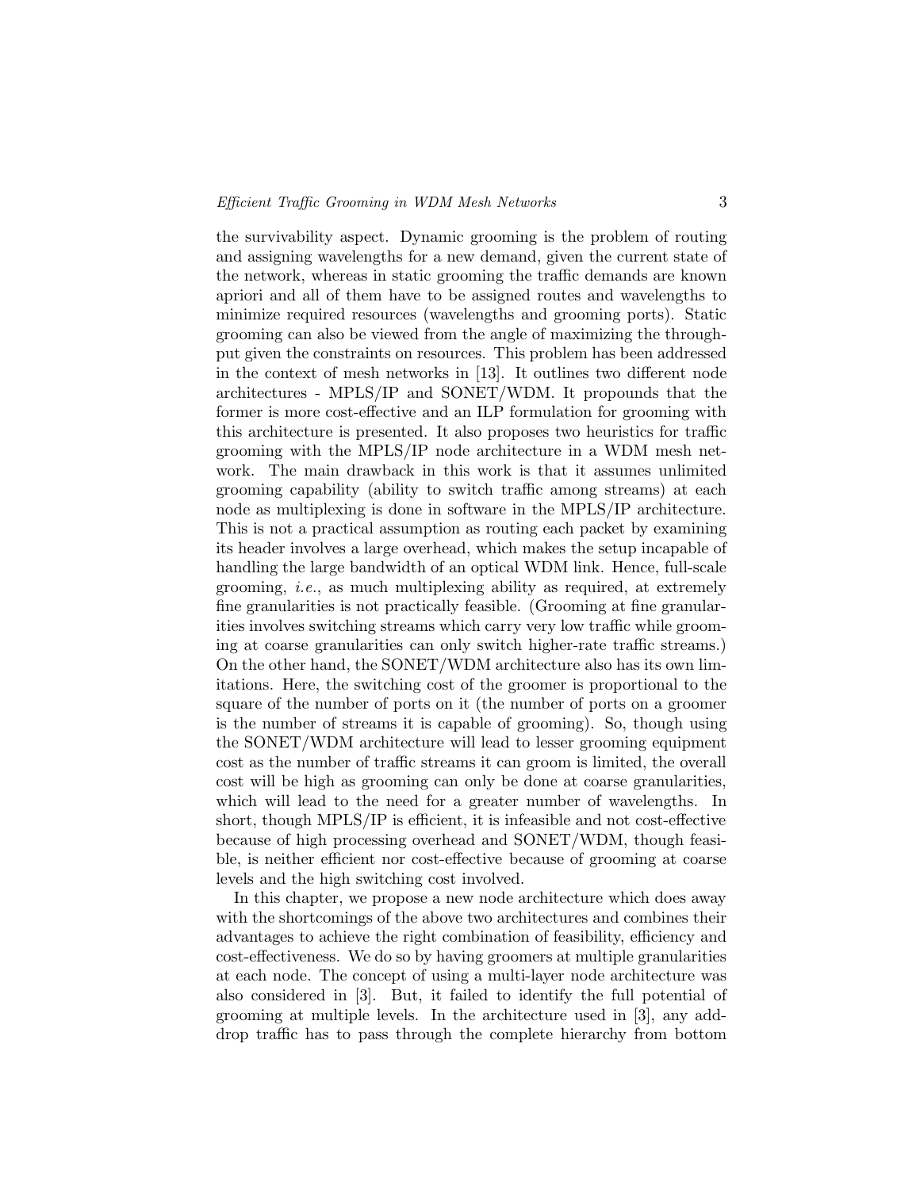the survivability aspect. Dynamic grooming is the problem of routing and assigning wavelengths for a new demand, given the current state of the network, whereas in static grooming the traffic demands are known apriori and all of them have to be assigned routes and wavelengths to minimize required resources (wavelengths and grooming ports). Static grooming can also be viewed from the angle of maximizing the throughput given the constraints on resources. This problem has been addressed in the context of mesh networks in [13]. It outlines two different node architectures - MPLS/IP and SONET/WDM. It propounds that the former is more cost-effective and an ILP formulation for grooming with this architecture is presented. It also proposes two heuristics for traffic grooming with the MPLS/IP node architecture in a WDM mesh network. The main drawback in this work is that it assumes unlimited grooming capability (ability to switch traffic among streams) at each node as multiplexing is done in software in the MPLS/IP architecture. This is not a practical assumption as routing each packet by examining its header involves a large overhead, which makes the setup incapable of handling the large bandwidth of an optical WDM link. Hence, full-scale grooming, *i.e.*, as much multiplexing ability as required, at extremely fine granularities is not practically feasible. (Grooming at fine granularities involves switching streams which carry very low traffic while grooming at coarse granularities can only switch higher-rate traffic streams.) On the other hand, the SONET/WDM architecture also has its own limitations. Here, the switching cost of the groomer is proportional to the square of the number of ports on it (the number of ports on a groomer is the number of streams it is capable of grooming). So, though using the SONET/WDM architecture will lead to lesser grooming equipment cost as the number of traffic streams it can groom is limited, the overall cost will be high as grooming can only be done at coarse granularities, which will lead to the need for a greater number of wavelengths. In short, though MPLS/IP is efficient, it is infeasible and not cost-effective because of high processing overhead and SONET/WDM, though feasible, is neither efficient nor cost-effective because of grooming at coarse levels and the high switching cost involved.

In this chapter, we propose a new node architecture which does away with the shortcomings of the above two architectures and combines their advantages to achieve the right combination of feasibility, efficiency and cost-effectiveness. We do so by having groomers at multiple granularities at each node. The concept of using a multi-layer node architecture was also considered in [3]. But, it failed to identify the full potential of grooming at multiple levels. In the architecture used in [3], any add-drop traffic has to pass through the complete hierarchy from bottom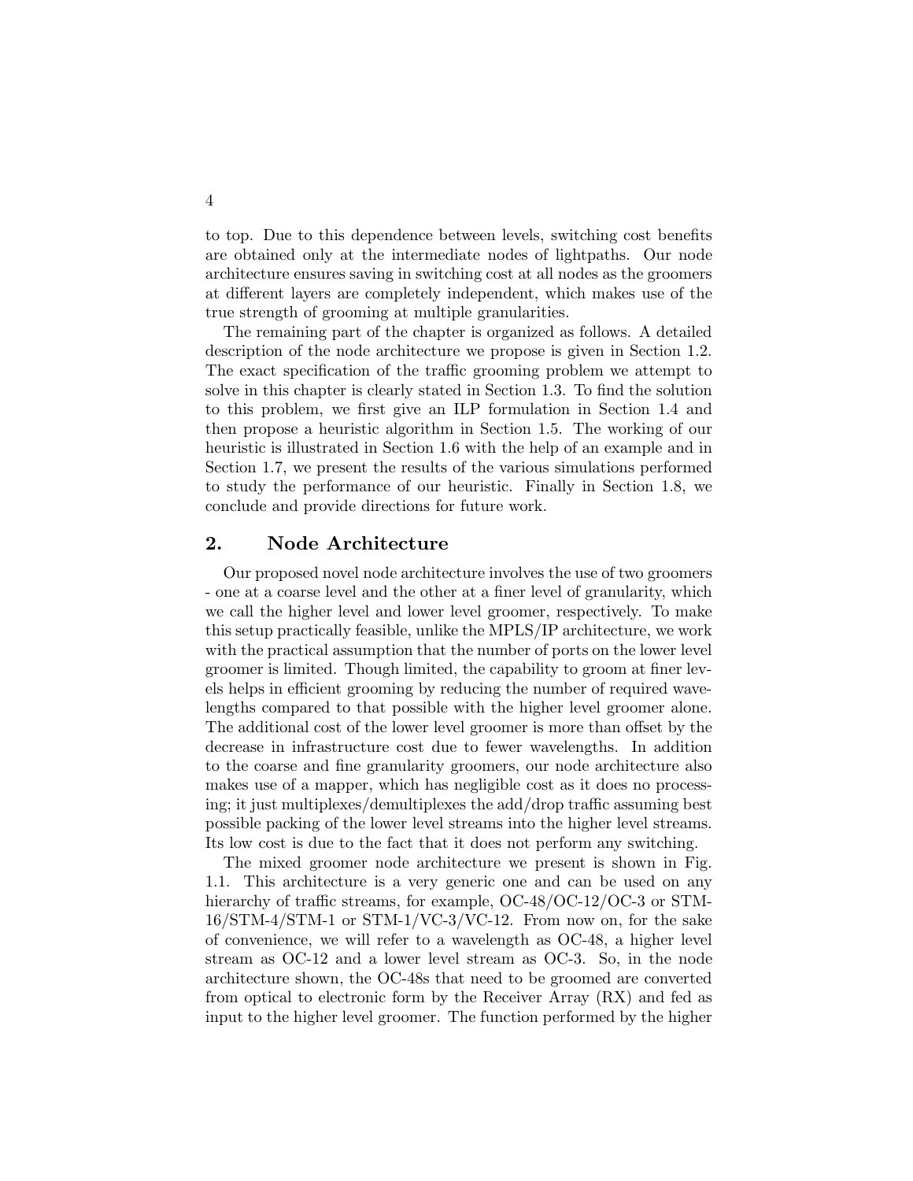to top. Due to this dependence between levels, switching cost benefits are obtained only at the intermediate nodes of lightpaths. Our node architecture ensures saving in switching cost at all nodes as the groomers at different layers are completely independent, which makes use of the true strength of grooming at multiple granularities.

The remaining part of the chapter is organized as follows. A detailed description of the node architecture we propose is given in Section 1.2. The exact specification of the traffic grooming problem we attempt to solve in this chapter is clearly stated in Section 1.3. To find the solution to this problem, we first give an ILP formulation in Section 1.4 and then propose a heuristic algorithm in Section 1.5. The working of our heuristic is illustrated in Section 1.6 with the help of an example and in Section 1.7, we present the results of the various simulations performed to study the performance of our heuristic. Finally in Section 1.8, we conclude and provide directions for future work.

## 2. Node Architecture

Our proposed novel node architecture involves the use of two groomers - one at a coarse level and the other at a finer level of granularity, which we call the higher level and lower level groomer, respectively. To make this setup practically feasible, unlike the MPLS/IP architecture, we work with the practical assumption that the number of ports on the lower level groomer is limited. Though limited, the capability to groom at finer levels helps in efficient grooming by reducing the number of required wavelengths compared to that possible with the higher level groomer alone. The additional cost of the lower level groomer is more than offset by the decrease in infrastructure cost due to fewer wavelengths. In addition to the coarse and fine granularity groomers, our node architecture also makes use of a mapper, which has negligible cost as it does no processing; it just multiplexes/demultiplexes the add/drop traffic assuming best possible packing of the lower level streams into the higher level streams. Its low cost is due to the fact that it does not perform any switching.

The mixed groomer node architecture we present is shown in Fig. 1.1. This architecture is a very generic one and can be used on any hierarchy of traffic streams, for example, OC-48/OC-12/OC-3 or STM-16/STM-4/STM-1 or STM-1/VC-3/VC-12. From now on, for the sake of convenience, we will refer to a wavelength as OC-48, a higher level stream as OC-12 and a lower level stream as OC-3. So, in the node architecture shown, the OC-48s that need to be groomed are converted from optical to electronic form by the Receiver Array (RX) and fed as input to the higher level groomer. The function performed by the higher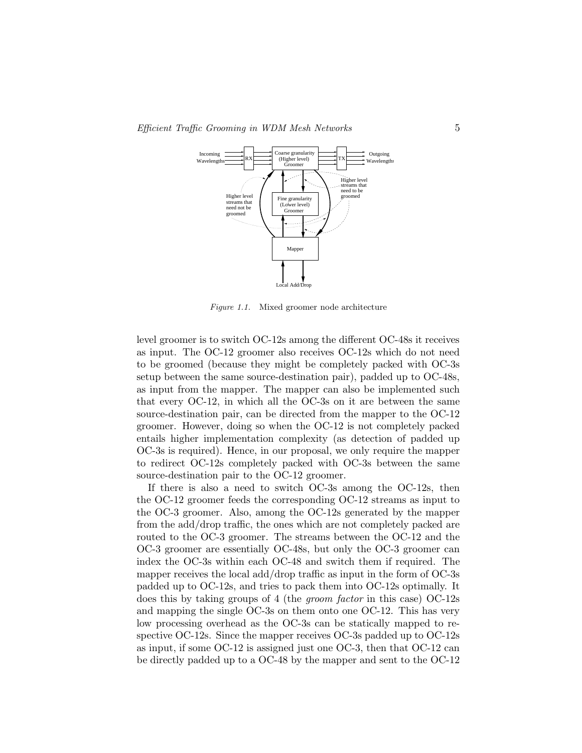*Figure 1.1.* Mixed groomer node architecture

level groomer is to switch OC-12s among the different OC-48s it receives as input. The OC-12 groomer also receives OC-12s which do not need to be groomed (because they might be completely packed with OC-3s setup between the same source-destination pair), padded up to OC-48s, as input from the mapper. The mapper can also be implemented such that every OC-12, in which all the OC-3s on it are between the same source-destination pair, can be directed from the mapper to the OC-12 groomer. However, doing so when the OC-12 is not completely packed entails higher implementation complexity (as detection of padded up OC-3s is required). Hence, in our proposal, we only require the mapper to redirect OC-12s completely packed with OC-3s between the same source-destination pair to the OC-12 groomer.

If there is also a need to switch OC-3s among the OC-12s, then the OC-12 groomer feeds the corresponding OC-12 streams as input to the OC-3 groomer. Also, among the OC-12s generated by the mapper from the add/drop traffic, the ones which are not completely packed are routed to the OC-3 groomer. The streams between the OC-12 and the OC-3 groomer are essentially OC-48s, but only the OC-3 groomer can index the OC-3s within each OC-48 and switch them if required. The mapper receives the local add/drop traffic as input in the form of OC-3s padded up to OC-12s, and tries to pack them into OC-12s optimally. It does this by taking groups of 4 (the *groom factor* in this case) OC-12s and mapping the single OC-3s on them onto one OC-12. This has very low processing overhead as the OC-3s can be statically mapped to respective OC-12s. Since the mapper receives OC-3s padded up to OC-12s as input, if some OC-12 is assigned just one OC-3, then that OC-12 can be directly padded up to a OC-48 by the mapper and sent to the OC-12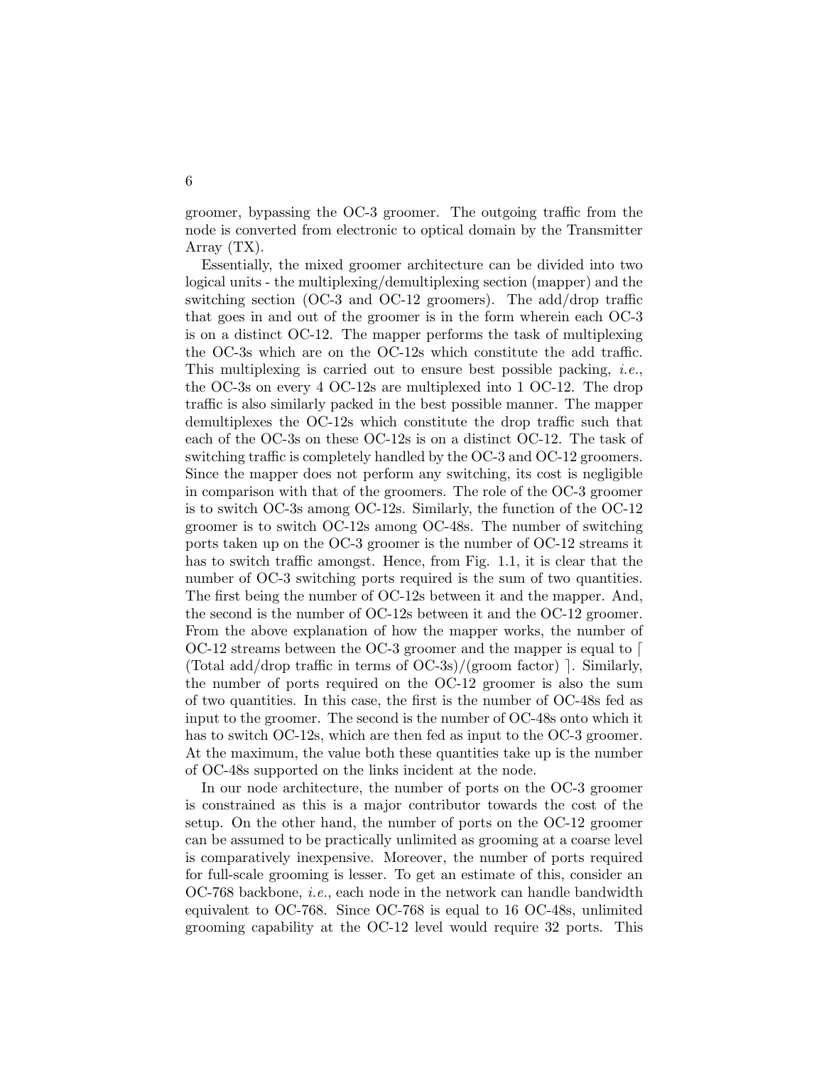groomer, bypassing the OC-3 groomer. The outgoing traffic from the node is converted from electronic to optical domain by the Transmitter Array (TX).

Essentially, the mixed groomer architecture can be divided into two logical units - the multiplexing/demultiplexing section (mapper) and the switching section (OC-3 and OC-12 groomers). The add/drop traffic that goes in and out of the groomer is in the form wherein each OC-3 is on a distinct OC-12. The mapper performs the task of multiplexing the OC-3s which are on the OC-12s which constitute the add traffic. This multiplexing is carried out to ensure best possible packing, *i.e.*, the OC-3s on every 4 OC-12s are multiplexed into 1 OC-12. The drop traffic is also similarly packed in the best possible manner. The mapper demultiplexes the OC-12s which constitute the drop traffic such that each of the OC-3s on these OC-12s is on a distinct OC-12. The task of switching traffic is completely handled by the OC-3 and OC-12 groomers. Since the mapper does not perform any switching, its cost is negligible in comparison with that of the groomers. The role of the OC-3 groomer is to switch OC-3s among OC-12s. Similarly, the function of the OC-12 groomer is to switch OC-12s among OC-48s. The number of switching ports taken up on the OC-3 groomer is the number of OC-12 streams it has to switch traffic amongst. Hence, from Fig. 1.1, it is clear that the number of OC-3 switching ports required is the sum of two quantities. The first being the number of OC-12s between it and the mapper. And, the second is the number of OC-12s between it and the OC-12 groomer. From the above explanation of how the mapper works, the number of OC-12 streams between the OC-3 groomer and the mapper is equal to $\lceil$ (Total add/drop traffic in terms of OC-3s)/(groom factor) $\rceil$. Similarly, the number of ports required on the OC-12 groomer is also the sum of two quantities. In this case, the first is the number of OC-48s fed as input to the groomer. The second is the number of OC-48s onto which it has to switch OC-12s, which are then fed as input to the OC-3 groomer. At the maximum, the value both these quantities take up is the number of OC-48s supported on the links incident at the node.

In our node architecture, the number of ports on the OC-3 groomer is constrained as this is a major contributor towards the cost of the setup. On the other hand, the number of ports on the OC-12 groomer can be assumed to be practically unlimited as grooming at a coarse level is comparatively inexpensive. Moreover, the number of ports required for full-scale grooming is lesser. To get an estimate of this, consider an OC-768 backbone, *i.e.*, each node in the network can handle bandwidth equivalent to OC-768. Since OC-768 is equal to 16 OC-48s, unlimited grooming capability at the OC-12 level would require 32 ports. This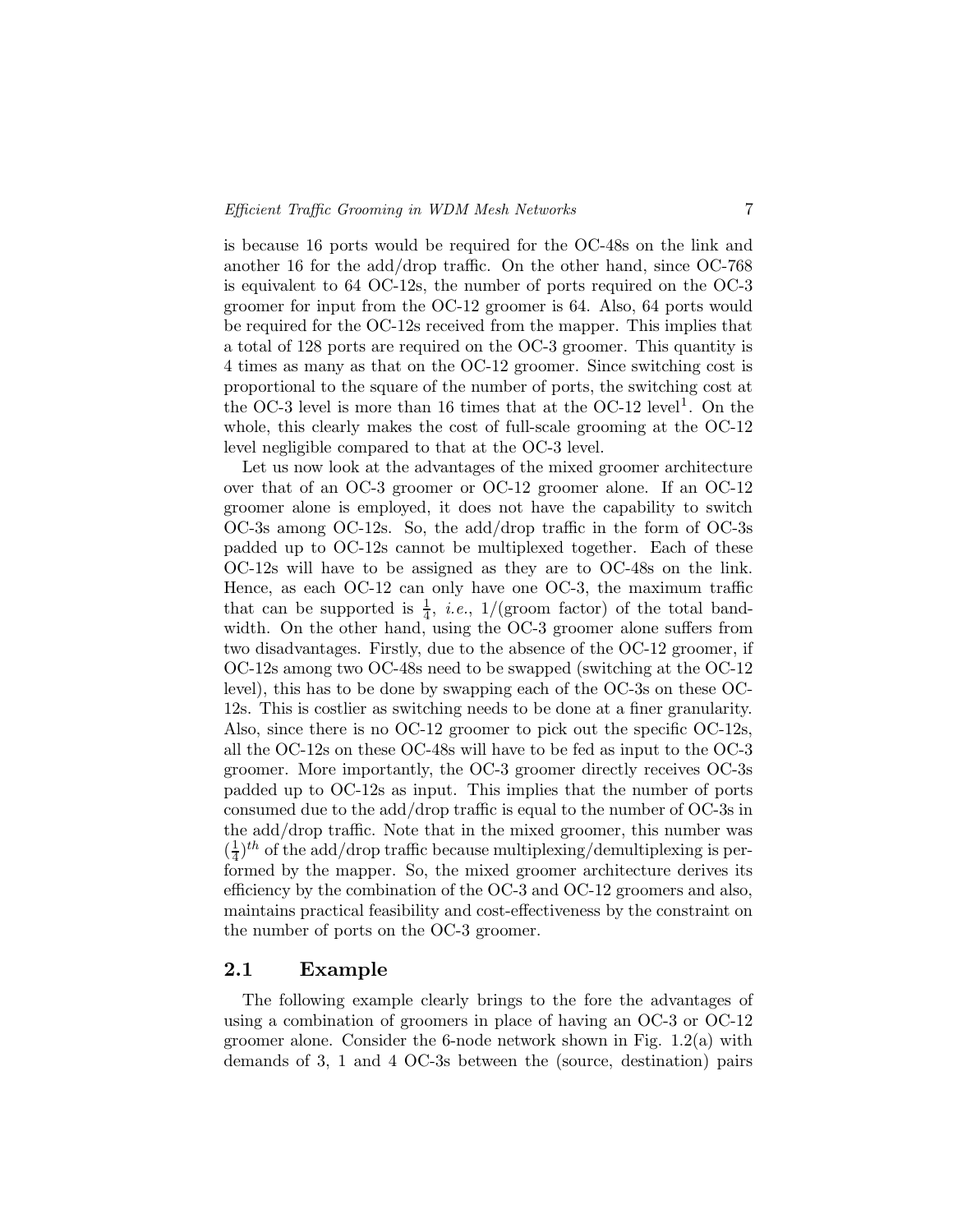is because 16 ports would be required for the OC-48s on the link and another 16 for the add/drop traffic. On the other hand, since OC-768 is equivalent to 64 OC-12s, the number of ports required on the OC-3 groomer for input from the OC-12 groomer is 64. Also, 64 ports would be required for the OC-12s received from the mapper. This implies that a total of 128 ports are required on the OC-3 groomer. This quantity is 4 times as many as that on the OC-12 groomer. Since switching cost is proportional to the square of the number of ports, the switching cost at the OC-3 level is more than 16 times that at the OC-12 level[1]. On the whole, this clearly makes the cost of full-scale grooming at the OC-12 level negligible compared to that at the OC-3 level.

Let us now look at the advantages of the mixed groomer architecture over that of an OC-3 groomer or OC-12 groomer alone. If an OC-12 groomer alone is employed, it does not have the capability to switch OC-3s among OC-12s. So, the add/drop traffic in the form of OC-3s padded up to OC-12s cannot be multiplexed together. Each of these OC-12s will have to be assigned as they are to OC-48s on the link. Hence, as each OC-12 can only have one OC-3, the maximum traffic that can be supported is $\frac{1}{4}$, *i.e.*, 1/(groom factor) of the total bandwidth. On the other hand, using the OC-3 groomer alone suffers from two disadvantages. Firstly, due to the absence of the OC-12 groomer, if OC-12s among two OC-48s need to be swapped (switching at the OC-12 level), this has to be done by swapping each of the OC-3s on these OC-12s. This is costlier as switching needs to be done at a finer granularity. Also, since there is no OC-12 groomer to pick out the specific OC-12s, all the OC-12s on these OC-48s will have to be fed as input to the OC-3 groomer. More importantly, the OC-3 groomer directly receives OC-3s padded up to OC-12s as input. This implies that the number of ports consumed due to the add/drop traffic is equal to the number of OC-3s in the add/drop traffic. Note that in the mixed groomer, this number was $(\frac{1}{4})^{th}$ of the add/drop traffic because multiplexing/demultiplexing is performed by the mapper. So, the mixed groomer architecture derives its efficiency by the combination of the OC-3 and OC-12 groomers and also, maintains practical feasibility and cost-effectiveness by the constraint on the number of ports on the OC-3 groomer.

## 2.1 Example

The following example clearly brings to the fore the advantages of using a combination of groomers in place of having an OC-3 or OC-12 groomer alone. Consider the 6-node network shown in Fig. 1.2(a) with demands of 3, 1 and 4 OC-3s between the (source, destination) pairs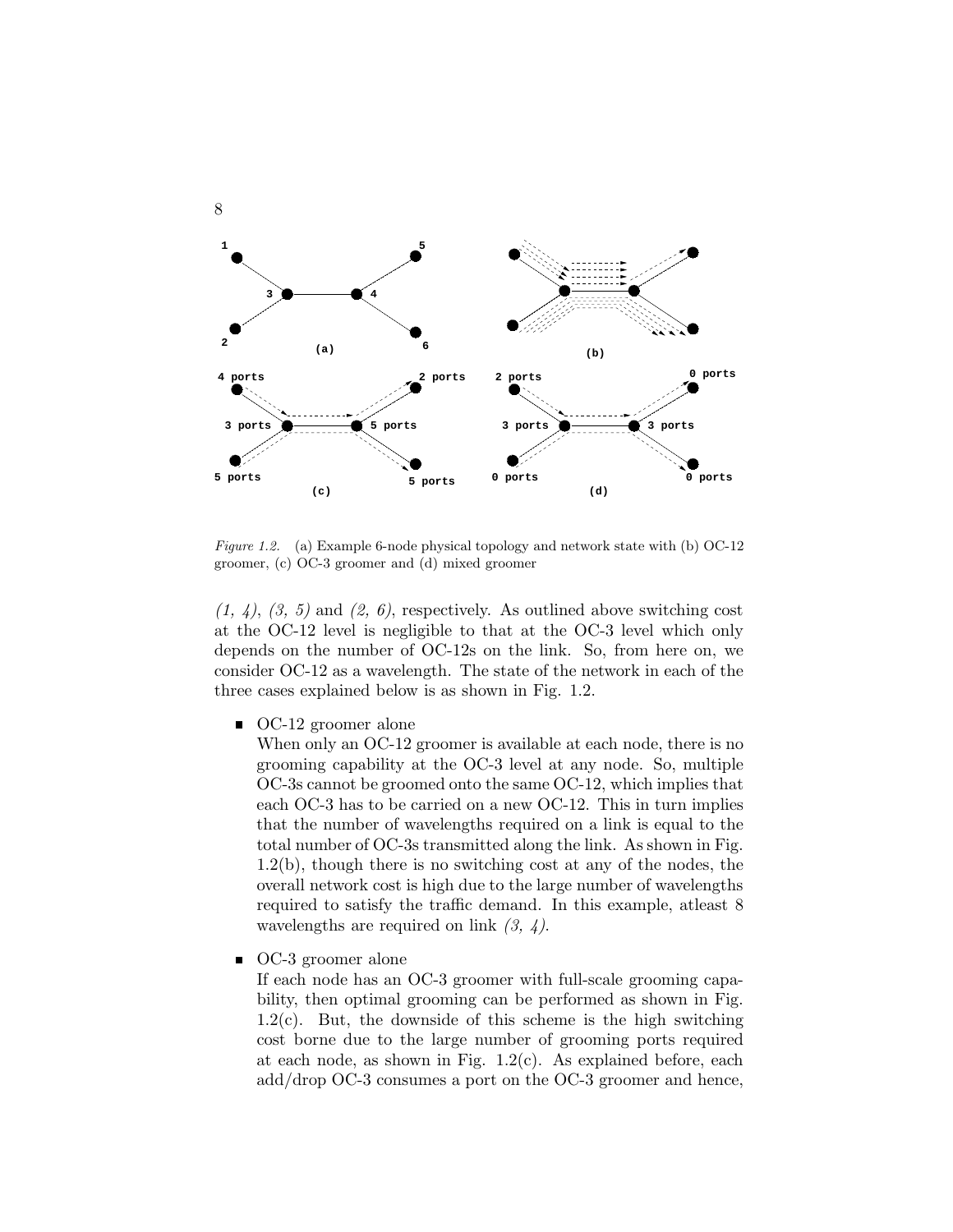*Figure 1.2.* (a) Example 6-node physical topology and network state with (b) OC-12 groomer, (c) OC-3 groomer and (d) mixed groomer

*(1, 4)*, *(3, 5)* and *(2, 6)*, respectively. As outlined above switching cost at the OC-12 level is negligible to that at the OC-3 level which only depends on the number of OC-12s on the link. So, from here on, we consider OC-12 as a wavelength. The state of the network in each of the three cases explained below is as shown in Fig. 1.2.

- OC-12 groomer alone
  When only an OC-12 groomer is available at each node, there is no grooming capability at the OC-3 level at any node. So, multiple OC-3s cannot be groomed onto the same OC-12, which implies that each OC-3 has to be carried on a new OC-12. This in turn implies that the number of wavelengths required on a link is equal to the total number of OC-3s transmitted along the link. As shown in Fig. 1.2(b), though there is no switching cost at any of the nodes, the overall network cost is high due to the large number of wavelengths required to satisfy the traffic demand. In this example, atleast 8 wavelengths are required on link *(3, 4)*.

- OC-3 groomer alone
  If each node has an OC-3 groomer with full-scale grooming capability, then optimal grooming can be performed as shown in Fig. 1.2(c). But, the downside of this scheme is the high switching cost borne due to the large number of grooming ports required at each node, as shown in Fig. 1.2(c). As explained before, each add/drop OC-3 consumes a port on the OC-3 groomer and hence,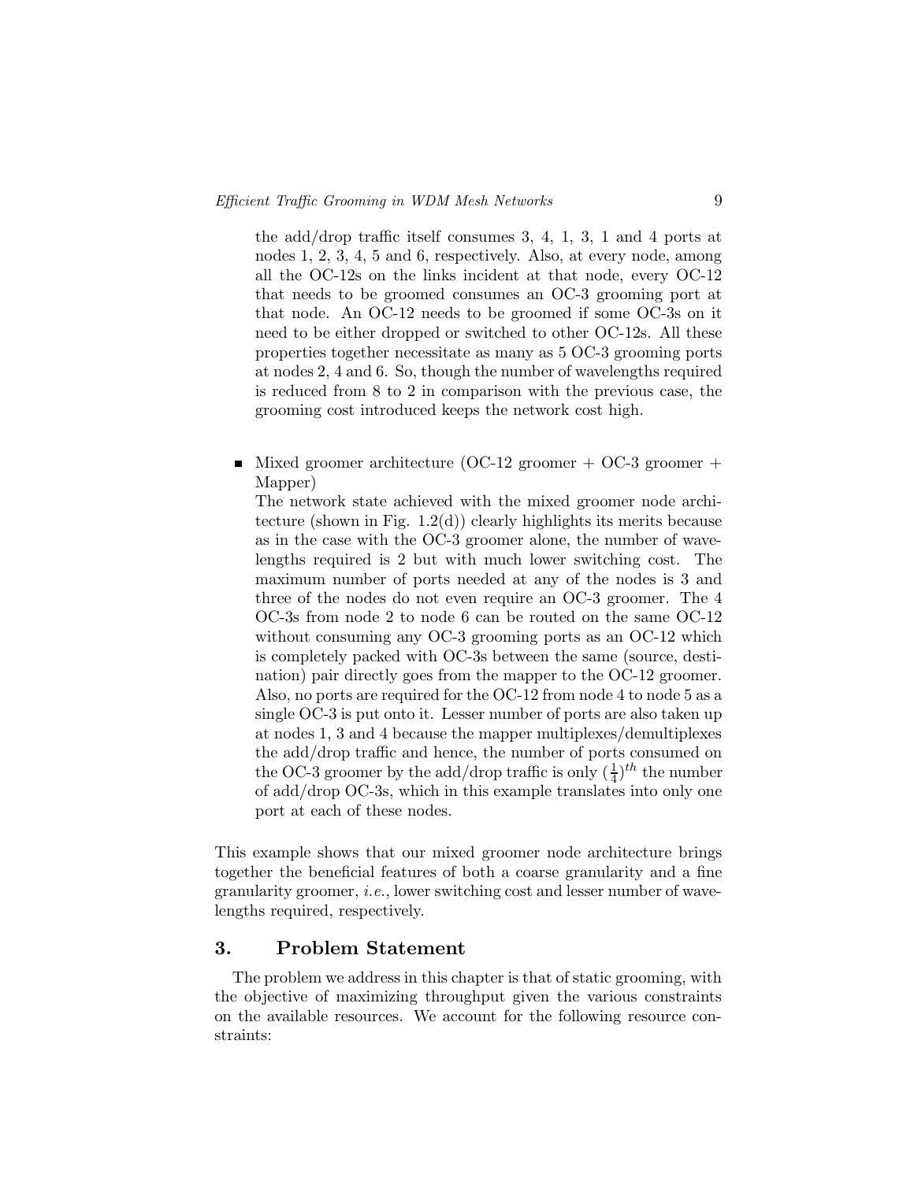the add/drop traffic itself consumes 3, 4, 1, 3, 1 and 4 ports at nodes 1, 2, 3, 4, 5 and 6, respectively. Also, at every node, among all the OC-12s on the links incident at that node, every OC-12 that needs to be groomed consumes an OC-3 grooming port at that node. An OC-12 needs to be groomed if some OC-3s on it need to be either dropped or switched to other OC-12s. All these properties together necessitate as many as 5 OC-3 grooming ports at nodes 2, 4 and 6. So, though the number of wavelengths required is reduced from 8 to 2 in comparison with the previous case, the grooming cost introduced keeps the network cost high.

- Mixed groomer architecture (OC-12 groomer + OC-3 groomer + Mapper)

  The network state achieved with the mixed groomer node architecture (shown in Fig. 1.2(d)) clearly highlights its merits because as in the case with the OC-3 groomer alone, the number of wavelengths required is 2 but with much lower switching cost. The maximum number of ports needed at any of the nodes is 3 and three of the nodes do not even require an OC-3 groomer. The 4 OC-3s from node 2 to node 6 can be routed on the same OC-12 without consuming any OC-3 grooming ports as an OC-12 which is completely packed with OC-3s between the same (source, destination) pair directly goes from the mapper to the OC-12 groomer. Also, no ports are required for the OC-12 from node 4 to node 5 as a single OC-3 is put onto it. Lesser number of ports are also taken up at nodes 1, 3 and 4 because the mapper multiplexes/demultiplexes the add/drop traffic and hence, the number of ports consumed on the OC-3 groomer by the add/drop traffic is only $(\frac{1}{4})^{th}$ the number of add/drop OC-3s, which in this example translates into only one port at each of these nodes.

This example shows that our mixed groomer node architecture brings together the beneficial features of both a coarse granularity and a fine granularity groomer, *i.e.*, lower switching cost and lesser number of wavelengths required, respectively.

## 3. Problem Statement

The problem we address in this chapter is that of static grooming, with the objective of maximizing throughput given the various constraints on the available resources. We account for the following resource constraints: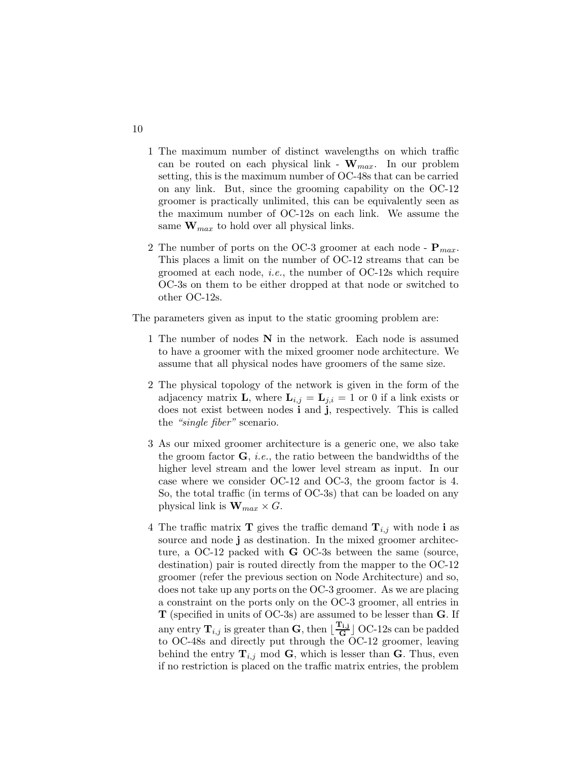1. The maximum number of distinct wavelengths on which traffic can be routed on each physical link - $\mathbf{W}_{max}$. In our problem setting, this is the maximum number of OC-48s that can be carried on any link. But, since the grooming capability on the OC-12 groomer is practically unlimited, this can be equivalently seen as the maximum number of OC-12s on each link. We assume the same $\mathbf{W}_{max}$ to hold over all physical links.

2. The number of ports on the OC-3 groomer at each node - $\mathbf{P}_{max}$. This places a limit on the number of OC-12 streams that can be groomed at each node, *i.e.*, the number of OC-12s which require OC-3s on them to be either dropped at that node or switched to other OC-12s.

The parameters given as input to the static grooming problem are:

1. The number of nodes **N** in the network. Each node is assumed to have a groomer with the mixed groomer node architecture. We assume that all physical nodes have groomers of the same size.

2. The physical topology of the network is given in the form of the adjacency matrix **L**, where $\mathbf{L}_{i,j} = \mathbf{L}_{j,i} = 1$ or 0 if a link exists or does not exist between nodes **i** and **j**, respectively. This is called the *"single fiber"* scenario.

3. As our mixed groomer architecture is a generic one, we also take the groom factor **G**, *i.e.*, the ratio between the bandwidths of the higher level stream and the lower level stream as input. In our case where we consider OC-12 and OC-3, the groom factor is 4. So, the total traffic (in terms of OC-3s) that can be loaded on any physical link is $\mathbf{W}_{max} \times G$.

4. The traffic matrix **T** gives the traffic demand $\mathbf{T}_{i,j}$ with node **i** as source and node **j** as destination. In the mixed groomer architecture, a OC-12 packed with **G** OC-3s between the same (source, destination) pair is routed directly from the mapper to the OC-12 groomer (refer the previous section on Node Architecture) and so, does not take up any ports on the OC-3 groomer. As we are placing a constraint on the ports only on the OC-3 groomer, all entries in **T** (specified in units of OC-3s) are assumed to be lesser than **G**. If any entry $\mathbf{T}_{i,j}$ is greater than **G**, then $\lfloor \frac{\mathbf{T_{i,j}}}{\mathbf{G}} \rfloor$ OC-12s can be padded to OC-48s and directly put through the OC-12 groomer, leaving behind the entry $\mathbf{T}_{i,j}$ mod **G**, which is lesser than **G**. Thus, even if no restriction is placed on the traffic matrix entries, the problem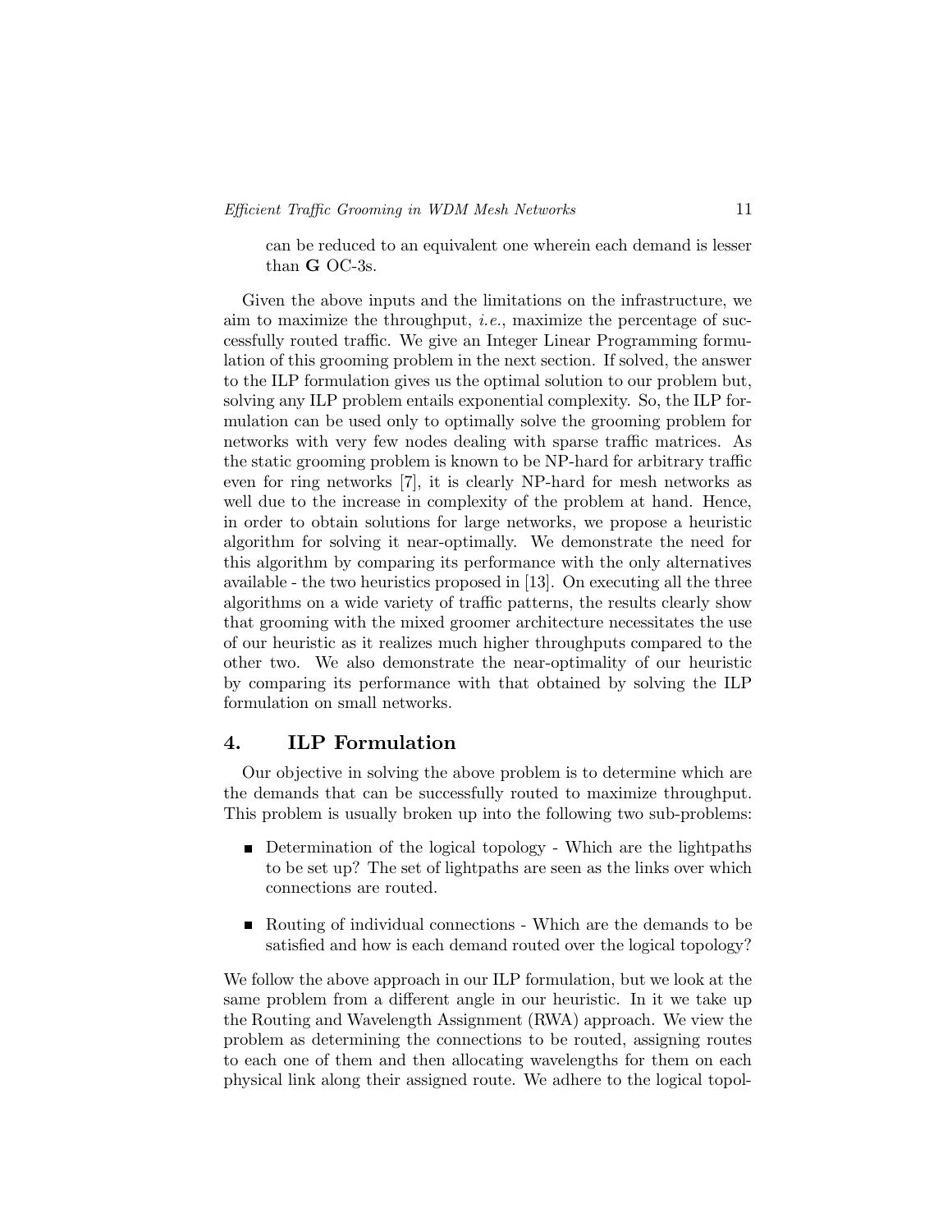can be reduced to an equivalent one wherein each demand is lesser than **G** OC-3s.

Given the above inputs and the limitations on the infrastructure, we aim to maximize the throughput, *i.e.*, maximize the percentage of successfully routed traffic. We give an Integer Linear Programming formulation of this grooming problem in the next section. If solved, the answer to the ILP formulation gives us the optimal solution to our problem but, solving any ILP problem entails exponential complexity. So, the ILP formulation can be used only to optimally solve the grooming problem for networks with very few nodes dealing with sparse traffic matrices. As the static grooming problem is known to be NP-hard for arbitrary traffic even for ring networks [7], it is clearly NP-hard for mesh networks as well due to the increase in complexity of the problem at hand. Hence, in order to obtain solutions for large networks, we propose a heuristic algorithm for solving it near-optimally. We demonstrate the need for this algorithm by comparing its performance with the only alternatives available - the two heuristics proposed in [13]. On executing all the three algorithms on a wide variety of traffic patterns, the results clearly show that grooming with the mixed groomer architecture necessitates the use of our heuristic as it realizes much higher throughputs compared to the other two. We also demonstrate the near-optimality of our heuristic by comparing its performance with that obtained by solving the ILP formulation on small networks.

## 4. ILP Formulation

Our objective in solving the above problem is to determine which are the demands that can be successfully routed to maximize throughput. This problem is usually broken up into the following two sub-problems:

- Determination of the logical topology - Which are the lightpaths to be set up? The set of lightpaths are seen as the links over which connections are routed.

- Routing of individual connections - Which are the demands to be satisfied and how is each demand routed over the logical topology?

We follow the above approach in our ILP formulation, but we look at the same problem from a different angle in our heuristic. In it we take up the Routing and Wavelength Assignment (RWA) approach. We view the problem as determining the connections to be routed, assigning routes to each one of them and then allocating wavelengths for them on each physical link along their assigned route. We adhere to the logical topol-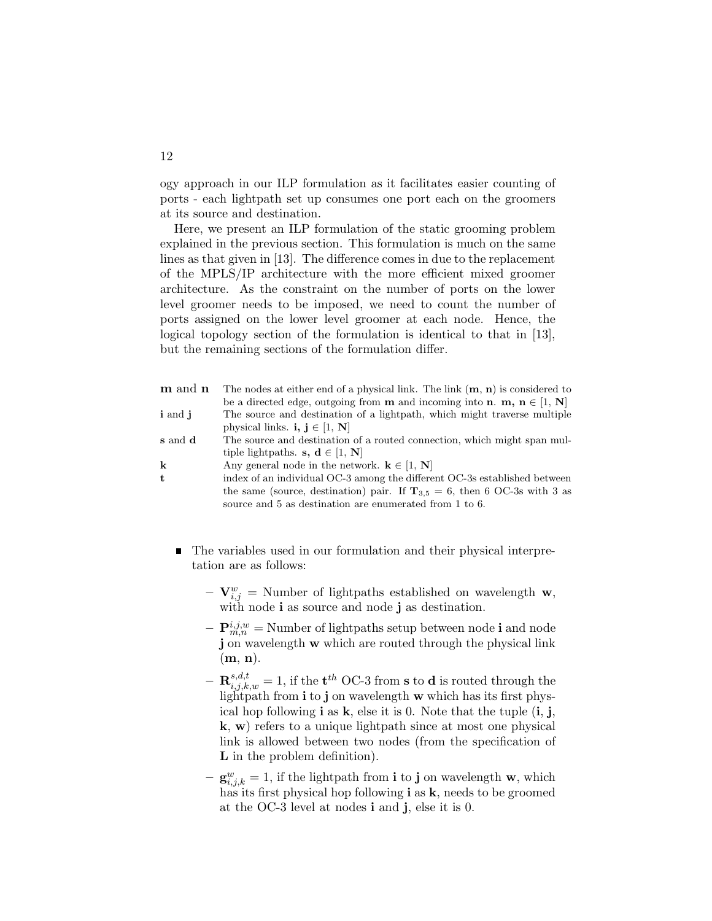ogy approach in our ILP formulation as it facilitates easier counting of ports - each lightpath set up consumes one port each on the groomers at its source and destination.

Here, we present an ILP formulation of the static grooming problem explained in the previous section. This formulation is much on the same lines as that given in [13]. The difference comes in due to the replacement of the MPLS/IP architecture with the more efficient mixed groomer architecture. As the constraint on the number of ports on the lower level groomer needs to be imposed, we need to count the number of ports assigned on the lower level groomer at each node. Hence, the logical topology section of the formulation is identical to that in [13], but the remaining sections of the formulation differ.

| | |
|---|---|
| **m** and **n** | The nodes at either end of a physical link. The link (**m**, **n**) is considered to be a directed edge, outgoing from **m** and incoming into **n**. **m, n** $\in$ [1, **N**] |
| **i** and **j** | The source and destination of a lightpath, which might traverse multiple physical links. **i, j** $\in$ [1, **N**] |
| **s** and **d** | The source and destination of a routed connection, which might span multiple lightpaths. **s, d** $\in$ [1, **N**] |
| **k** | Any general node in the network. **k** $\in$ [1, **N**] |
| **t** | index of an individual OC-3 among the different OC-3s established between the same (source, destination) pair. If $\mathbf{T}_{3,5} = 6$, then 6 OC-3s with 3 as source and 5 as destination are enumerated from 1 to 6. |

- The variables used in our formulation and their physical interpretation are as follows:
  - $\mathbf{V}_{i,j}^{w}$ = Number of lightpaths established on wavelength **w**, with node **i** as source and node **j** as destination.
  - $\mathbf{P}_{m,n}^{i,j,w}$ = Number of lightpaths setup between node **i** and node **j** on wavelength **w** which are routed through the physical link (**m**, **n**).
  - $\mathbf{R}_{i,j,k,w}^{s,d,t} = 1$, if the $\mathbf{t}^{th}$ OC-3 from **s** to **d** is routed through the lightpath from **i** to **j** on wavelength **w** which has its first physical hop following **i** as **k**, else it is 0. Note that the tuple (**i**, **j**, **k**, **w**) refers to a unique lightpath since at most one physical link is allowed between two nodes (from the specification of **L** in the problem definition).
  - $\mathbf{g}_{i,j,k}^{w} = 1$, if the lightpath from **i** to **j** on wavelength **w**, which has its first physical hop following **i** as **k**, needs to be groomed at the OC-3 level at nodes **i** and **j**, else it is 0.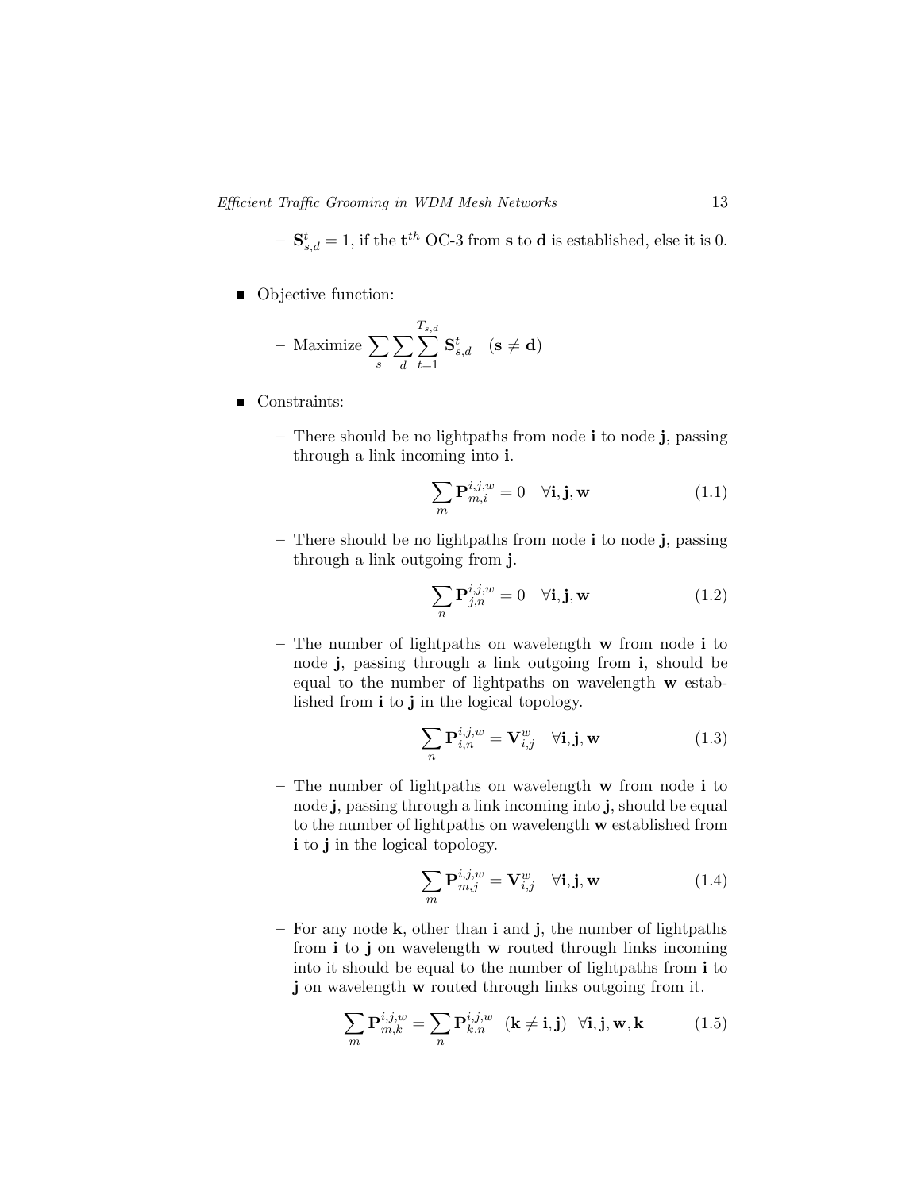- $\mathbf{S}_{s,d}^{t} = 1$, if the $\mathbf{t}^{th}$ OC-3 from $\mathbf{s}$ to $\mathbf{d}$ is established, else it is 0.

- Objective function:
  - Maximize $\sum_{s}\sum_{d}\sum_{t=1}^{T_{s,d}} \mathbf{S}_{s,d}^{t} \quad (\mathbf{s} \neq \mathbf{d})$

- Constraints:
  - There should be no lightpaths from node **i** to node **j**, passing through a link incoming into **i**.

$$\sum_{m} \mathbf{P}_{m,i}^{i,j,w} = 0 \quad \forall \mathbf{i}, \mathbf{j}, \mathbf{w} \tag{1.1}$$

  - There should be no lightpaths from node **i** to node **j**, passing through a link outgoing from **j**.

$$\sum_{n} \mathbf{P}_{j,n}^{i,j,w} = 0 \quad \forall \mathbf{i}, \mathbf{j}, \mathbf{w} \tag{1.2}$$

  - The number of lightpaths on wavelength **w** from node **i** to node **j**, passing through a link outgoing from **i**, should be equal to the number of lightpaths on wavelength **w** established from **i** to **j** in the logical topology.

$$\sum_{n} \mathbf{P}_{i,n}^{i,j,w} = \mathbf{V}_{i,j}^{w} \quad \forall \mathbf{i}, \mathbf{j}, \mathbf{w} \tag{1.3}$$

  - The number of lightpaths on wavelength **w** from node **i** to node **j**, passing through a link incoming into **j**, should be equal to the number of lightpaths on wavelength **w** established from **i** to **j** in the logical topology.

$$\sum_{m} \mathbf{P}_{m,j}^{i,j,w} = \mathbf{V}_{i,j}^{w} \quad \forall \mathbf{i}, \mathbf{j}, \mathbf{w} \tag{1.4}$$

  - For any node **k**, other than **i** and **j**, the number of lightpaths from **i** to **j** on wavelength **w** routed through links incoming into it should be equal to the number of lightpaths from **i** to **j** on wavelength **w** routed through links outgoing from it.

$$\sum_{m} \mathbf{P}_{m,k}^{i,j,w} = \sum_{n} \mathbf{P}_{k,n}^{i,j,w} \quad (\mathbf{k} \neq \mathbf{i}, \mathbf{j}) \quad \forall \mathbf{i}, \mathbf{j}, \mathbf{w}, \mathbf{k} \tag{1.5}$$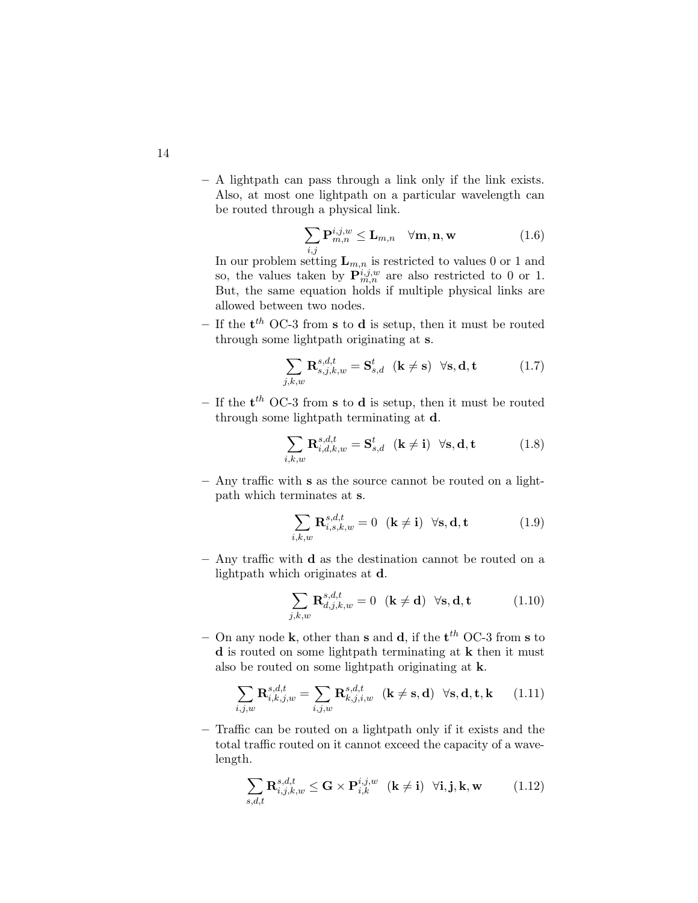- A lightpath can pass through a link only if the link exists. Also, at most one lightpath on a particular wavelength can be routed through a physical link.

$$\sum_{i,j} \mathbf{P}_{m,n}^{i,j,w} \leq \mathbf{L}_{m,n} \quad \forall \mathbf{m}, \mathbf{n}, \mathbf{w} \tag{1.6}$$

  In our problem setting $\mathbf{L}_{m,n}$ is restricted to values 0 or 1 and so, the values taken by $\mathbf{P}_{m,n}^{i,j,w}$ are also restricted to 0 or 1. But, the same equation holds if multiple physical links are allowed between two nodes.

- If the $\mathbf{t}^{th}$ OC-3 from $\mathbf{s}$ to $\mathbf{d}$ is setup, then it must be routed through some lightpath originating at $\mathbf{s}$.

$$\sum_{j,k,w} \mathbf{R}_{s,j,k,w}^{s,d,t} = \mathbf{S}_{s,d}^{t} \quad (\mathbf{k} \neq \mathbf{s}) \quad \forall \mathbf{s}, \mathbf{d}, \mathbf{t} \tag{1.7}$$

- If the $\mathbf{t}^{th}$ OC-3 from $\mathbf{s}$ to $\mathbf{d}$ is setup, then it must be routed through some lightpath terminating at $\mathbf{d}$.

$$\sum_{i,k,w} \mathbf{R}_{i,d,k,w}^{s,d,t} = \mathbf{S}_{s,d}^{t} \quad (\mathbf{k} \neq \mathbf{i}) \quad \forall \mathbf{s}, \mathbf{d}, \mathbf{t} \tag{1.8}$$

- Any traffic with $\mathbf{s}$ as the source cannot be routed on a lightpath which terminates at $\mathbf{s}$.

$$\sum_{i,k,w} \mathbf{R}_{i,s,k,w}^{s,d,t} = 0 \quad (\mathbf{k} \neq \mathbf{i}) \quad \forall \mathbf{s}, \mathbf{d}, \mathbf{t} \tag{1.9}$$

- Any traffic with $\mathbf{d}$ as the destination cannot be routed on a lightpath which originates at $\mathbf{d}$.

$$\sum_{j,k,w} \mathbf{R}_{d,j,k,w}^{s,d,t} = 0 \quad (\mathbf{k} \neq \mathbf{d}) \quad \forall \mathbf{s}, \mathbf{d}, \mathbf{t} \tag{1.10}$$

- On any node $\mathbf{k}$, other than $\mathbf{s}$ and $\mathbf{d}$, if the $\mathbf{t}^{th}$ OC-3 from $\mathbf{s}$ to $\mathbf{d}$ is routed on some lightpath terminating at $\mathbf{k}$ then it must also be routed on some lightpath originating at $\mathbf{k}$.

$$\sum_{i,j,w} \mathbf{R}_{i,k,j,w}^{s,d,t} = \sum_{i,j,w} \mathbf{R}_{k,j,i,w}^{s,d,t} \quad (\mathbf{k} \neq \mathbf{s}, \mathbf{d}) \quad \forall \mathbf{s}, \mathbf{d}, \mathbf{t}, \mathbf{k} \tag{1.11}$$

- Traffic can be routed on a lightpath only if it exists and the total traffic routed on it cannot exceed the capacity of a wavelength.

$$\sum_{s,d,t} \mathbf{R}_{i,j,k,w}^{s,d,t} \leq \mathbf{G} \times \mathbf{P}_{i,k}^{i,j,w} \quad (\mathbf{k} \neq \mathbf{i}) \quad \forall \mathbf{i}, \mathbf{j}, \mathbf{k}, \mathbf{w} \tag{1.12}$$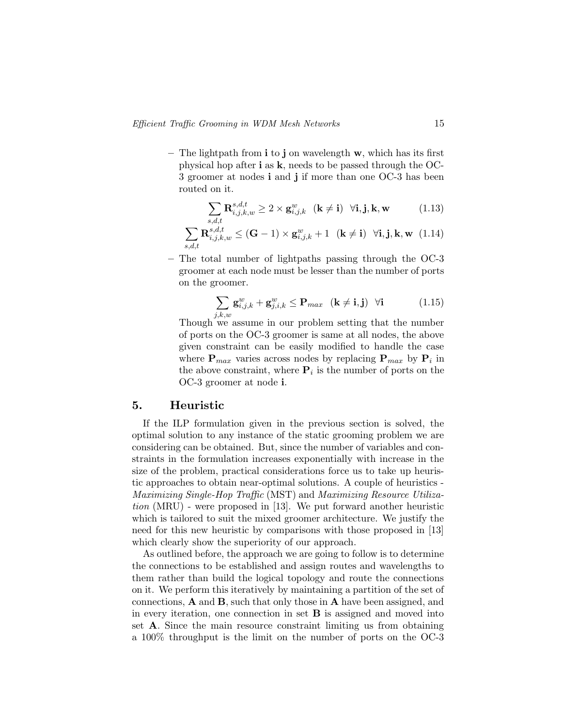– The lightpath from $\mathbf{i}$ to $\mathbf{j}$ on wavelength $\mathbf{w}$, which has its first physical hop after $\mathbf{i}$ as $\mathbf{k}$, needs to be passed through the OC-3 groomer at nodes $\mathbf{i}$ and $\mathbf{j}$ if more than one OC-3 has been routed on it.

$$\sum_{s,d,t} \mathbf{R}^{s,d,t}_{i,j,k,w} \geq 2 \times \mathbf{g}^{w}_{i,j,k} \quad (\mathbf{k} \neq \mathbf{i}) \;\; \forall \mathbf{i}, \mathbf{j}, \mathbf{k}, \mathbf{w} \tag{1.13}$$

$$\sum_{s,d,t} \mathbf{R}^{s,d,t}_{i,j,k,w} \leq (\mathbf{G} - 1) \times \mathbf{g}^{w}_{i,j,k} + 1 \quad (\mathbf{k} \neq \mathbf{i}) \;\; \forall \mathbf{i}, \mathbf{j}, \mathbf{k}, \mathbf{w} \tag{1.14}$$

– The total number of lightpaths passing through the OC-3 groomer at each node must be lesser than the number of ports on the groomer.

$$\sum_{j,k,w} \mathbf{g}^{w}_{i,j,k} + \mathbf{g}^{w}_{j,i,k} \leq \mathbf{P}_{max} \quad (\mathbf{k} \neq \mathbf{i}, \mathbf{j}) \;\; \forall \mathbf{i} \tag{1.15}$$

Though we assume in our problem setting that the number of ports on the OC-3 groomer is same at all nodes, the above given constraint can be easily modified to handle the case where $\mathbf{P}_{max}$ varies across nodes by replacing $\mathbf{P}_{max}$ by $\mathbf{P}_i$ in the above constraint, where $\mathbf{P}_i$ is the number of ports on the OC-3 groomer at node $\mathbf{i}$.

## 5. Heuristic

If the ILP formulation given in the previous section is solved, the optimal solution to any instance of the static grooming problem we are considering can be obtained. But, since the number of variables and constraints in the formulation increases exponentially with increase in the size of the problem, practical considerations force us to take up heuristic approaches to obtain near-optimal solutions. A couple of heuristics - *Maximizing Single-Hop Traffic* (MST) and *Maximizing Resource Utilization* (MRU) - were proposed in [13]. We put forward another heuristic which is tailored to suit the mixed groomer architecture. We justify the need for this new heuristic by comparisons with those proposed in [13] which clearly show the superiority of our approach.

As outlined before, the approach we are going to follow is to determine the connections to be established and assign routes and wavelengths to them rather than build the logical topology and route the connections on it. We perform this iteratively by maintaining a partition of the set of connections, $\mathbf{A}$ and $\mathbf{B}$, such that only those in $\mathbf{A}$ have been assigned, and in every iteration, one connection in set $\mathbf{B}$ is assigned and moved into set $\mathbf{A}$. Since the main resource constraint limiting us from obtaining a 100% throughput is the limit on the number of ports on the OC-3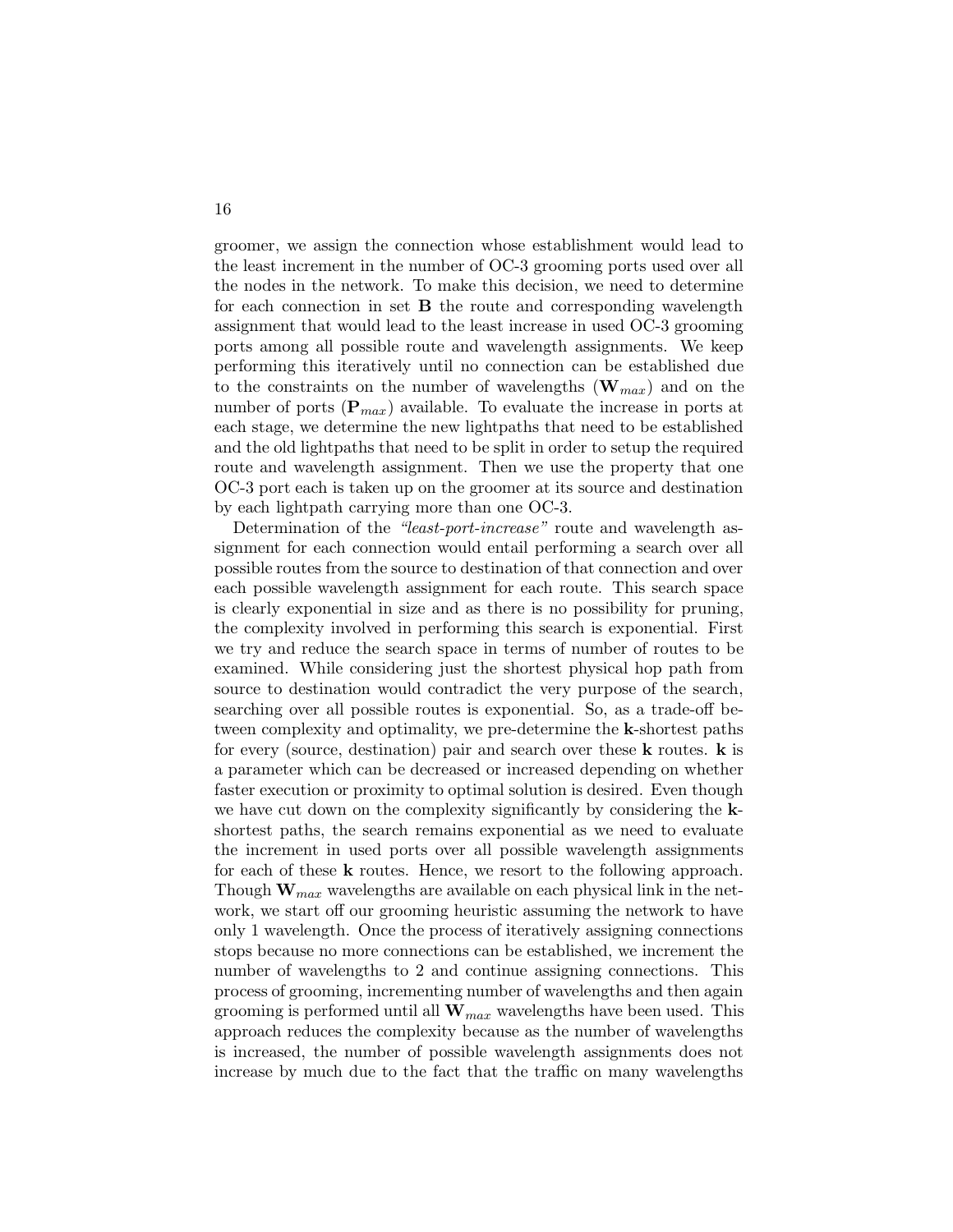groomer, we assign the connection whose establishment would lead to the least increment in the number of OC-3 grooming ports used over all the nodes in the network. To make this decision, we need to determine for each connection in set **B** the route and corresponding wavelength assignment that would lead to the least increase in used OC-3 grooming ports among all possible route and wavelength assignments. We keep performing this iteratively until no connection can be established due to the constraints on the number of wavelengths ($\mathbf{W}_{max}$) and on the number of ports ($\mathbf{P}_{max}$) available. To evaluate the increase in ports at each stage, we determine the new lightpaths that need to be established and the old lightpaths that need to be split in order to setup the required route and wavelength assignment. Then we use the property that one OC-3 port each is taken up on the groomer at its source and destination by each lightpath carrying more than one OC-3.

Determination of the *"least-port-increase"* route and wavelength assignment for each connection would entail performing a search over all possible routes from the source to destination of that connection and over each possible wavelength assignment for each route. This search space is clearly exponential in size and as there is no possibility for pruning, the complexity involved in performing this search is exponential. First we try and reduce the search space in terms of number of routes to be examined. While considering just the shortest physical hop path from source to destination would contradict the very purpose of the search, searching over all possible routes is exponential. So, as a trade-off between complexity and optimality, we pre-determine the **k**-shortest paths for every (source, destination) pair and search over these **k** routes. **k** is a parameter which can be decreased or increased depending on whether faster execution or proximity to optimal solution is desired. Even though we have cut down on the complexity significantly by considering the **k**-shortest paths, the search remains exponential as we need to evaluate the increment in used ports over all possible wavelength assignments for each of these **k** routes. Hence, we resort to the following approach. Though $\mathbf{W}_{max}$ wavelengths are available on each physical link in the network, we start off our grooming heuristic assuming the network to have only 1 wavelength. Once the process of iteratively assigning connections stops because no more connections can be established, we increment the number of wavelengths to 2 and continue assigning connections. This process of grooming, incrementing number of wavelengths and then again grooming is performed until all $\mathbf{W}_{max}$ wavelengths have been used. This approach reduces the complexity because as the number of wavelengths is increased, the number of possible wavelength assignments does not increase by much due to the fact that the traffic on many wavelengths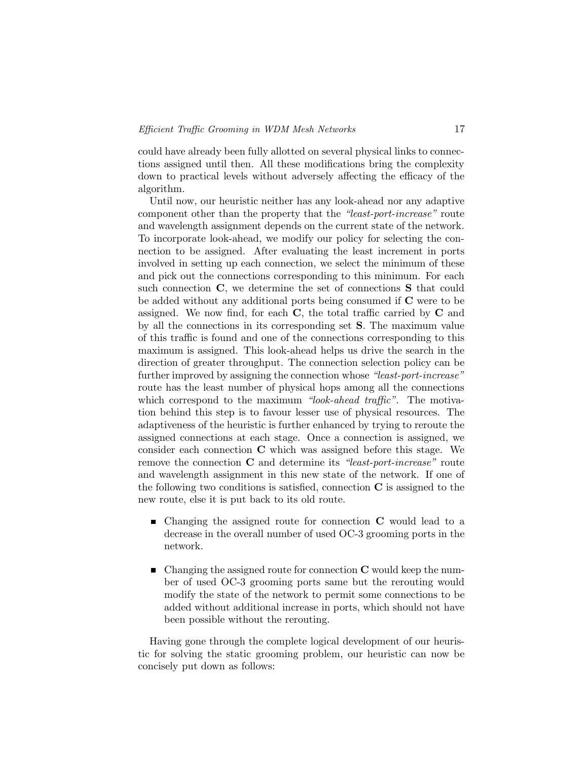could have already been fully allotted on several physical links to connections assigned until then. All these modifications bring the complexity down to practical levels without adversely affecting the efficacy of the algorithm.

Until now, our heuristic neither has any look-ahead nor any adaptive component other than the property that the *"least-port-increase"* route and wavelength assignment depends on the current state of the network. To incorporate look-ahead, we modify our policy for selecting the connection to be assigned. After evaluating the least increment in ports involved in setting up each connection, we select the minimum of these and pick out the connections corresponding to this minimum. For each such connection **C**, we determine the set of connections **S** that could be added without any additional ports being consumed if **C** were to be assigned. We now find, for each **C**, the total traffic carried by **C** and by all the connections in its corresponding set **S**. The maximum value of this traffic is found and one of the connections corresponding to this maximum is assigned. This look-ahead helps us drive the search in the direction of greater throughput. The connection selection policy can be further improved by assigning the connection whose *"least-port-increase"* route has the least number of physical hops among all the connections which correspond to the maximum *"look-ahead traffic"*. The motivation behind this step is to favour lesser use of physical resources. The adaptiveness of the heuristic is further enhanced by trying to reroute the assigned connections at each stage. Once a connection is assigned, we consider each connection **C** which was assigned before this stage. We remove the connection **C** and determine its *"least-port-increase"* route and wavelength assignment in this new state of the network. If one of the following two conditions is satisfied, connection **C** is assigned to the new route, else it is put back to its old route.

- Changing the assigned route for connection **C** would lead to a decrease in the overall number of used OC-3 grooming ports in the network.
- Changing the assigned route for connection **C** would keep the number of used OC-3 grooming ports same but the rerouting would modify the state of the network to permit some connections to be added without additional increase in ports, which should not have been possible without the rerouting.

Having gone through the complete logical development of our heuristic for solving the static grooming problem, our heuristic can now be concisely put down as follows: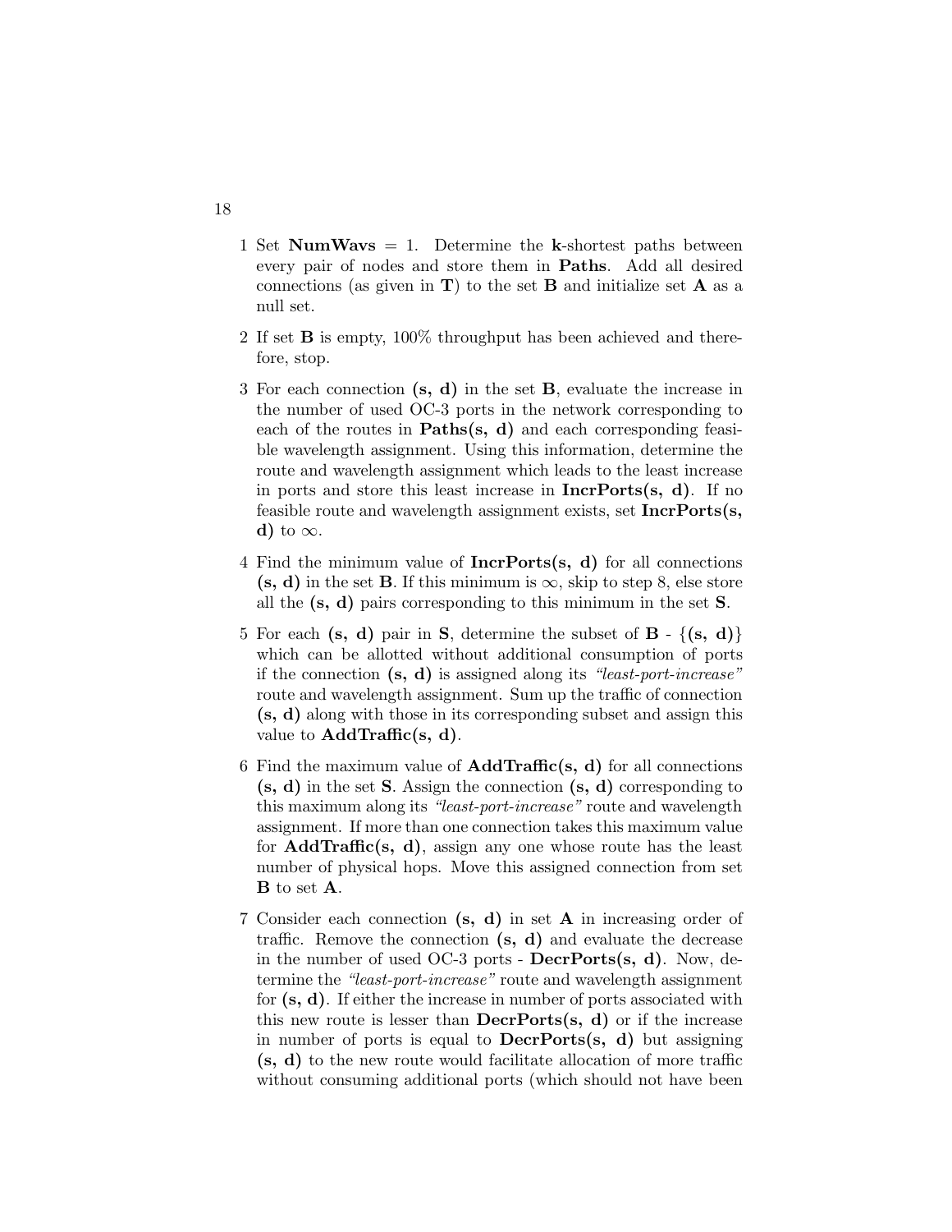1 Set **NumWavs** = 1. Determine the **k**-shortest paths between every pair of nodes and store them in **Paths**. Add all desired connections (as given in **T**) to the set **B** and initialize set **A** as a null set.

2 If set **B** is empty, 100% throughput has been achieved and therefore, stop.

3 For each connection **(s, d)** in the set **B**, evaluate the increase in the number of used OC-3 ports in the network corresponding to each of the routes in **Paths(s, d)** and each corresponding feasible wavelength assignment. Using this information, determine the route and wavelength assignment which leads to the least increase in ports and store this least increase in **IncrPorts(s, d)**. If no feasible route and wavelength assignment exists, set **IncrPorts(s, d)** to $\infty$.

4 Find the minimum value of **IncrPorts(s, d)** for all connections **(s, d)** in the set **B**. If this minimum is $\infty$, skip to step 8, else store all the **(s, d)** pairs corresponding to this minimum in the set **S**.

5 For each **(s, d)** pair in **S**, determine the subset of **B** - {**(s, d)**} which can be allotted without additional consumption of ports if the connection **(s, d)** is assigned along its *"least-port-increase"* route and wavelength assignment. Sum up the traffic of connection **(s, d)** along with those in its corresponding subset and assign this value to **AddTraffic(s, d)**.

6 Find the maximum value of **AddTraffic(s, d)** for all connections **(s, d)** in the set **S**. Assign the connection **(s, d)** corresponding to this maximum along its *"least-port-increase"* route and wavelength assignment. If more than one connection takes this maximum value for **AddTraffic(s, d)**, assign any one whose route has the least number of physical hops. Move this assigned connection from set **B** to set **A**.

7 Consider each connection **(s, d)** in set **A** in increasing order of traffic. Remove the connection **(s, d)** and evaluate the decrease in the number of used OC-3 ports - **DecrPorts(s, d)**. Now, determine the *"least-port-increase"* route and wavelength assignment for **(s, d)**. If either the increase in number of ports associated with this new route is lesser than **DecrPorts(s, d)** or if the increase in number of ports is equal to **DecrPorts(s, d)** but assigning **(s, d)** to the new route would facilitate allocation of more traffic without consuming additional ports (which should not have been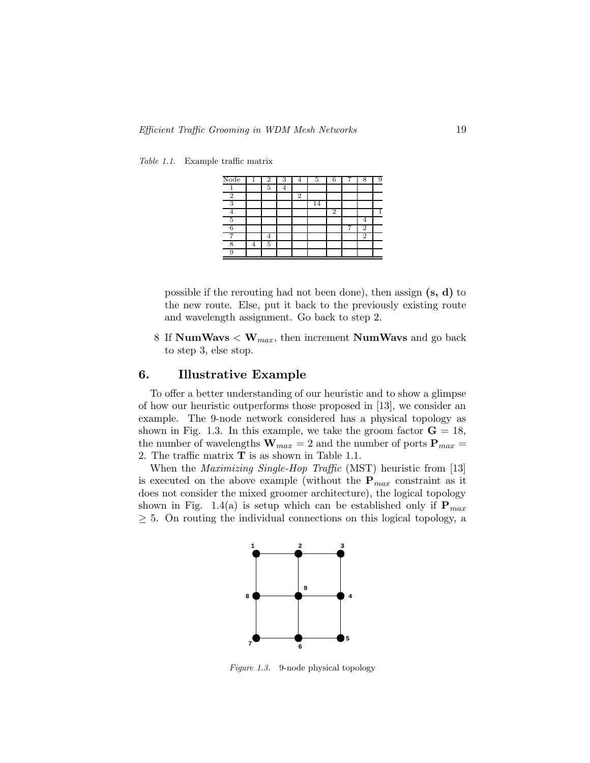*Table 1.1.* Example traffic matrix

| Node | 1 | 2 | 3 | 4 | 5 | 6 | 7 | 8 | 9 |
|---|---|---|---|---|---|---|---|---|---|
| 1 | | 5 | 4 | | | | | | |
| 2 | | | | 2 | | | | | |
| 3 | | | | | 14 | | | | |
| 4 | | | | | | 2 | | | 1 |
| 5 | | | | | | | | 4 | |
| 6 | | | | | | | 7 | 2 | |
| 7 | | 4 | | | | | | 2 | |
| 8 | 4 | 5 | | | | | | | |
| 9 | | | | | | | | | |

possible if the rerouting had not been done), then assign **(s, d)** to the new route. Else, put it back to the previously existing route and wavelength assignment. Go back to step 2.

8 If **NumWavs** < $\mathbf{W}_{max}$, then increment **NumWavs** and go back to step 3, else stop.

## 6. Illustrative Example

To offer a better understanding of our heuristic and to show a glimpse of how our heuristic outperforms those proposed in [13], we consider an example. The 9-node network considered has a physical topology as shown in Fig. 1.3. In this example, we take the groom factor $\mathbf{G}$ = 18, the number of wavelengths $\mathbf{W}_{max}$ = 2 and the number of ports $\mathbf{P}_{max}$ = 2. The traffic matrix $\mathbf{T}$ is as shown in Table 1.1.

When the *Maximizing Single-Hop Traffic* (MST) heuristic from [13] is executed on the above example (without the $\mathbf{P}_{max}$ constraint as it does not consider the mixed groomer architecture), the logical topology shown in Fig. 1.4(a) is setup which can be established only if $\mathbf{P}_{max}$ $\geq 5$. On routing the individual connections on this logical topology, a

*Figure 1.3.* 9-node physical topology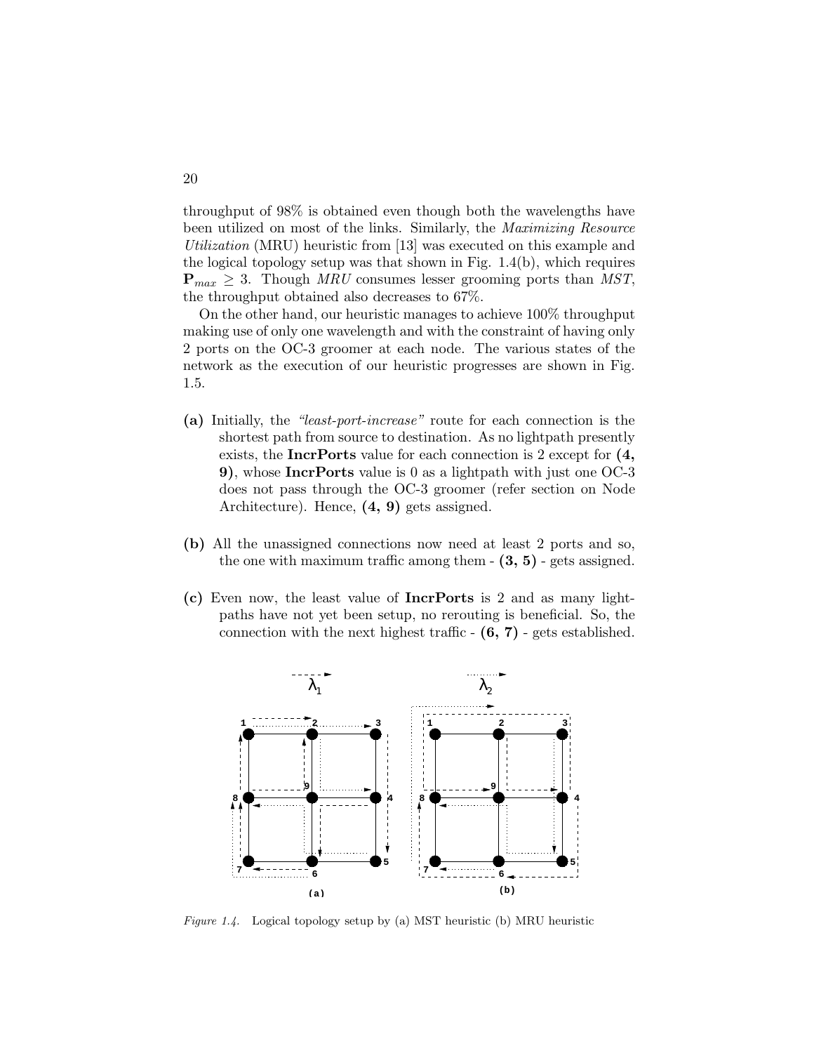throughput of 98% is obtained even though both the wavelengths have been utilized on most of the links. Similarly, the *Maximizing Resource Utilization* (MRU) heuristic from [13] was executed on this example and the logical topology setup was that shown in Fig. 1.4(b), which requires $\mathbf{P}_{max} \geq 3$. Though *MRU* consumes lesser grooming ports than *MST*, the throughput obtained also decreases to 67%.

On the other hand, our heuristic manages to achieve 100% throughput making use of only one wavelength and with the constraint of having only 2 ports on the OC-3 groomer at each node. The various states of the network as the execution of our heuristic progresses are shown in Fig. 1.5.

- **(a)** Initially, the *"least-port-increase"* route for each connection is the shortest path from source to destination. As no lightpath presently exists, the **IncrPorts** value for each connection is 2 except for **(4, 9)**, whose **IncrPorts** value is 0 as a lightpath with just one OC-3 does not pass through the OC-3 groomer (refer section on Node Architecture). Hence, **(4, 9)** gets assigned.

- **(b)** All the unassigned connections now need at least 2 ports and so, the one with maximum traffic among them - **(3, 5)** - gets assigned.

- **(c)** Even now, the least value of **IncrPorts** is 2 and as many lightpaths have not yet been setup, no rerouting is beneficial. So, the connection with the next highest traffic - **(6, 7)** - gets established.

*Figure 1.4.* Logical topology setup by (a) MST heuristic (b) MRU heuristic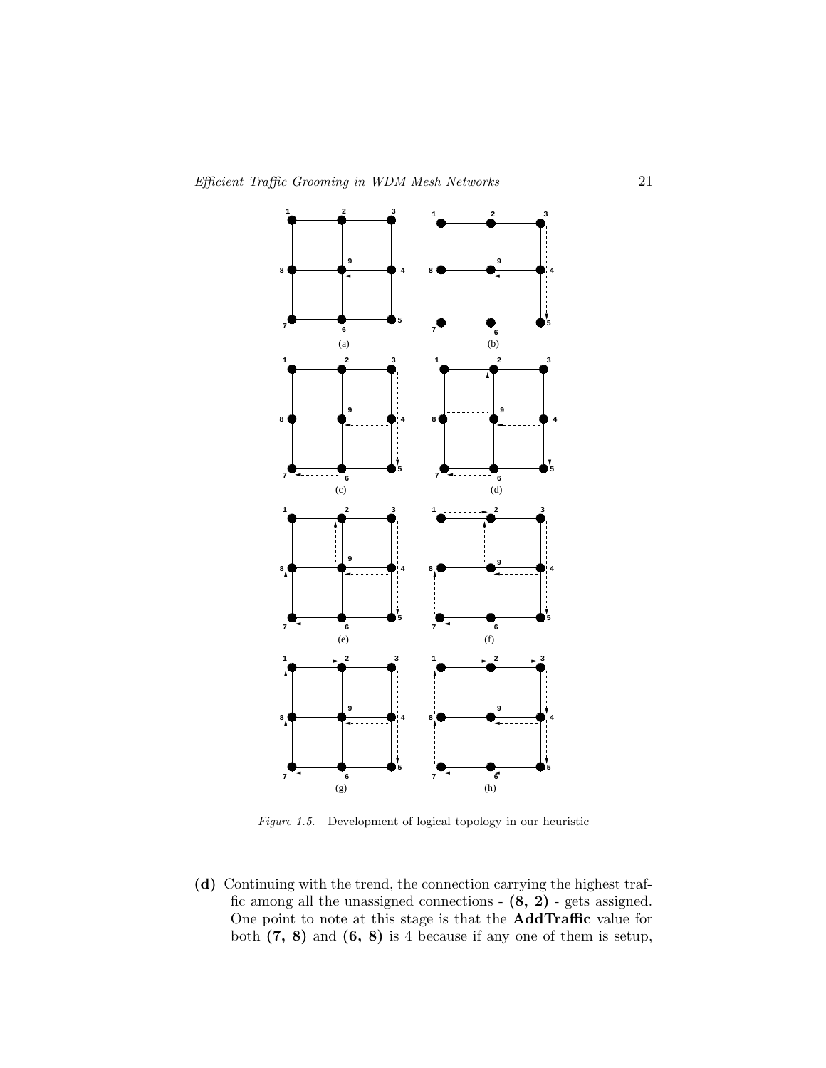*Figure 1.5.* Development of logical topology in our heuristic

**(d)** Continuing with the trend, the connection carrying the highest traffic among all the unassigned connections - **(8, 2)** - gets assigned. One point to note at this stage is that the **AddTraffic** value for both **(7, 8)** and **(6, 8)** is 4 because if any one of them is setup,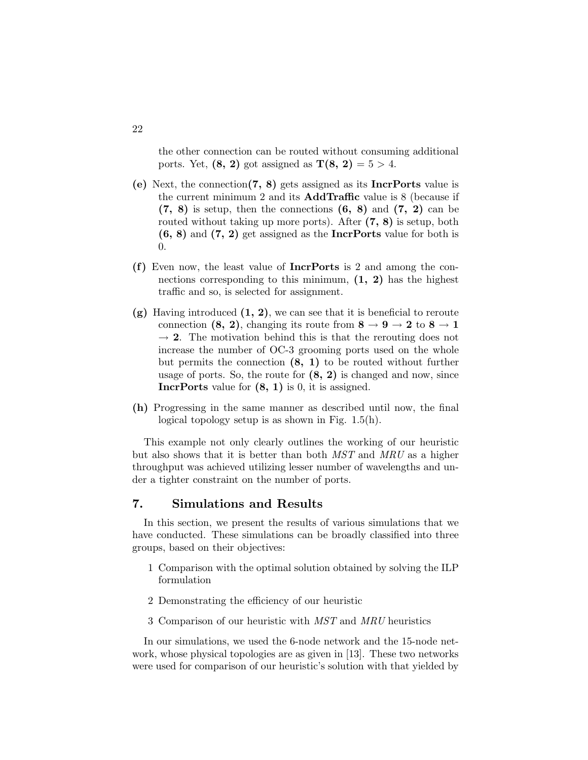the other connection can be routed without consuming additional ports. Yet, **(8, 2)** got assigned as $\mathbf{T(8, 2)} = 5 > 4$.

**(e)** Next, the connection**(7, 8)** gets assigned as its **IncrPorts** value is the current minimum 2 and its **AddTraffic** value is 8 (because if **(7, 8)** is setup, then the connections **(6, 8)** and **(7, 2)** can be routed without taking up more ports). After **(7, 8)** is setup, both **(6, 8)** and **(7, 2)** get assigned as the **IncrPorts** value for both is 0.

**(f)** Even now, the least value of **IncrPorts** is 2 and among the connections corresponding to this minimum, **(1, 2)** has the highest traffic and so, is selected for assignment.

**(g)** Having introduced **(1, 2)**, we can see that it is beneficial to reroute connection **(8, 2)**, changing its route from $\mathbf{8 \rightarrow 9 \rightarrow 2}$ to $\mathbf{8 \rightarrow 1 \rightarrow 2}$. The motivation behind this is that the rerouting does not increase the number of OC-3 grooming ports used on the whole but permits the connection **(8, 1)** to be routed without further usage of ports. So, the route for **(8, 2)** is changed and now, since **IncrPorts** value for **(8, 1)** is 0, it is assigned.

**(h)** Progressing in the same manner as described until now, the final logical topology setup is as shown in Fig. 1.5(h).

This example not only clearly outlines the working of our heuristic but also shows that it is better than both *MST* and *MRU* as a higher throughput was achieved utilizing lesser number of wavelengths and under a tighter constraint on the number of ports.

## 7. Simulations and Results

In this section, we present the results of various simulations that we have conducted. These simulations can be broadly classified into three groups, based on their objectives:

1. Comparison with the optimal solution obtained by solving the ILP formulation
2. Demonstrating the efficiency of our heuristic
3. Comparison of our heuristic with *MST* and *MRU* heuristics

In our simulations, we used the 6-node network and the 15-node network, whose physical topologies are as given in [13]. These two networks were used for comparison of our heuristic's solution with that yielded by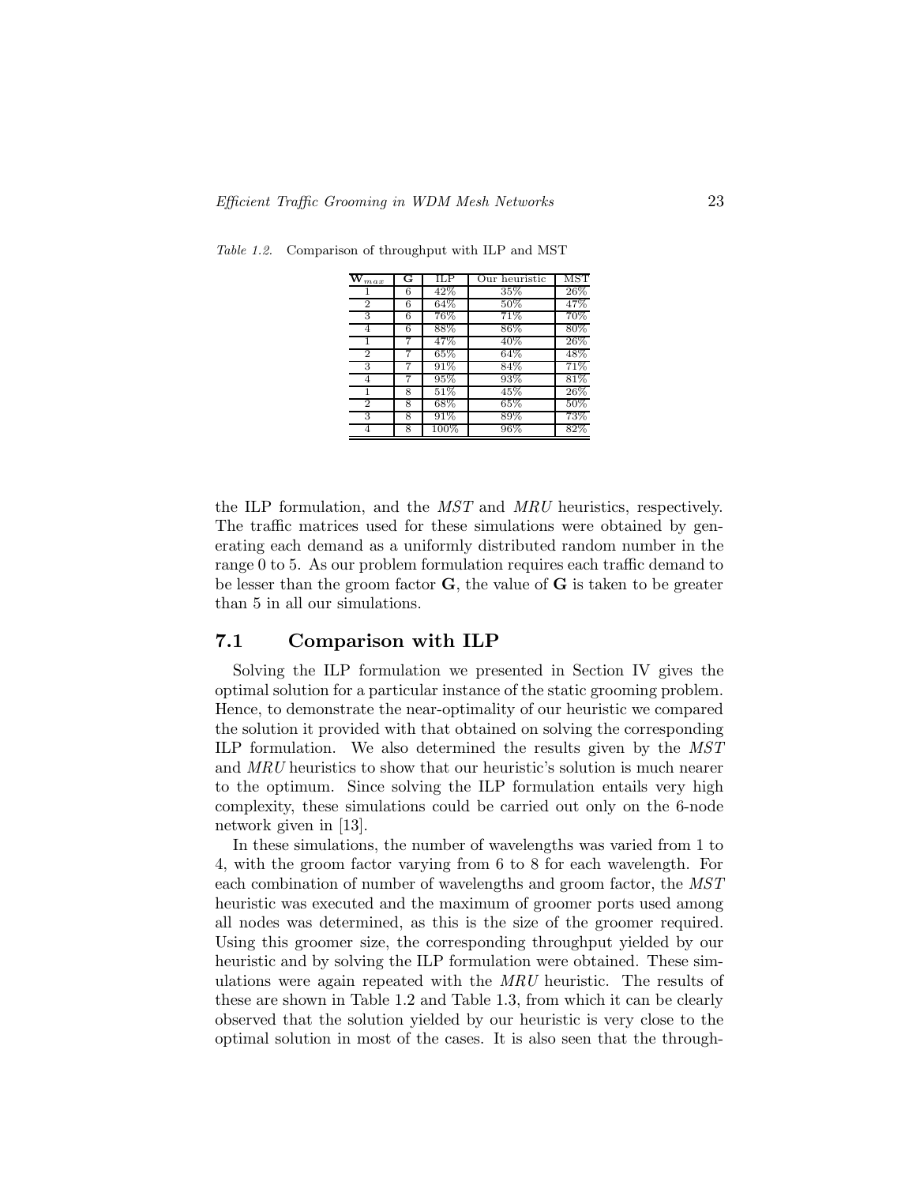*Table 1.2.* Comparison of throughput with ILP and MST

| $\mathbf{W}_{max}$ | **G** | ILP | Our heuristic | MST |
|---|---|---|---|---|
| 1 | 6 | 42% | 35% | 26% |
| 2 | 6 | 64% | 50% | 47% |
| 3 | 6 | 76% | 71% | 70% |
| 4 | 6 | 88% | 86% | 80% |
| 1 | 7 | 47% | 40% | 26% |
| 2 | 7 | 65% | 64% | 48% |
| 3 | 7 | 91% | 84% | 71% |
| 4 | 7 | 95% | 93% | 81% |
| 1 | 8 | 51% | 45% | 26% |
| 2 | 8 | 68% | 65% | 50% |
| 3 | 8 | 91% | 89% | 73% |
| 4 | 8 | 100% | 96% | 82% |

the ILP formulation, and the *MST* and *MRU* heuristics, respectively. The traffic matrices used for these simulations were obtained by generating each demand as a uniformly distributed random number in the range 0 to 5. As our problem formulation requires each traffic demand to be lesser than the groom factor **G**, the value of **G** is taken to be greater than 5 in all our simulations.

## 7.1 Comparison with ILP

Solving the ILP formulation we presented in Section IV gives the optimal solution for a particular instance of the static grooming problem. Hence, to demonstrate the near-optimality of our heuristic we compared the solution it provided with that obtained on solving the corresponding ILP formulation. We also determined the results given by the *MST* and *MRU* heuristics to show that our heuristic's solution is much nearer to the optimum. Since solving the ILP formulation entails very high complexity, these simulations could be carried out only on the 6-node network given in [13].

In these simulations, the number of wavelengths was varied from 1 to 4, with the groom factor varying from 6 to 8 for each wavelength. For each combination of number of wavelengths and groom factor, the *MST* heuristic was executed and the maximum of groomer ports used among all nodes was determined, as this is the size of the groomer required. Using this groomer size, the corresponding throughput yielded by our heuristic and by solving the ILP formulation were obtained. These simulations were again repeated with the *MRU* heuristic. The results of these are shown in Table 1.2 and Table 1.3, from which it can be clearly observed that the solution yielded by our heuristic is very close to the optimal solution in most of the cases. It is also seen that the through-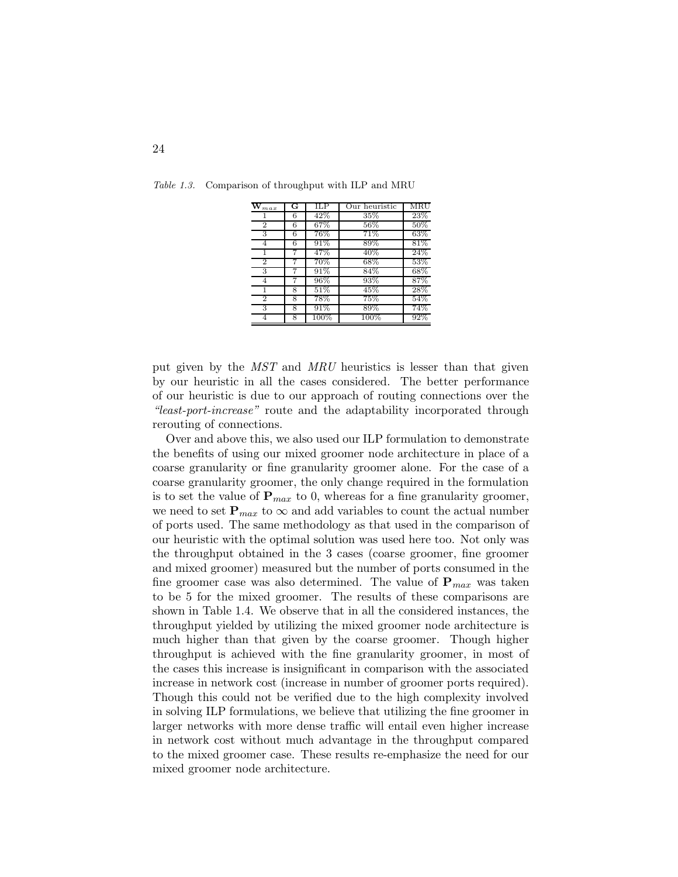*Table 1.3.* Comparison of throughput with ILP and MRU

| $\mathbf{W}_{max}$ | $\mathbf{G}$ | ILP | Our heuristic | MRU |
|---|---|---|---|---|
| 1 | 6 | 42% | 35% | 23% |
| 2 | 6 | 67% | 56% | 50% |
| 3 | 6 | 76% | 71% | 63% |
| 4 | 6 | 91% | 89% | 81% |
| 1 | 7 | 47% | 40% | 24% |
| 2 | 7 | 70% | 68% | 53% |
| 3 | 7 | 91% | 84% | 68% |
| 4 | 7 | 96% | 93% | 87% |
| 1 | 8 | 51% | 45% | 28% |
| 2 | 8 | 78% | 75% | 54% |
| 3 | 8 | 91% | 89% | 74% |
| 4 | 8 | 100% | 100% | 92% |

put given by the *MST* and *MRU* heuristics is lesser than that given by our heuristic in all the cases considered. The better performance of our heuristic is due to our approach of routing connections over the *"least-port-increase"* route and the adaptability incorporated through rerouting of connections.

Over and above this, we also used our ILP formulation to demonstrate the benefits of using our mixed groomer node architecture in place of a coarse granularity or fine granularity groomer alone. For the case of a coarse granularity groomer, the only change required in the formulation is to set the value of $\mathbf{P}_{max}$ to 0, whereas for a fine granularity groomer, we need to set $\mathbf{P}_{max}$ to $\infty$ and add variables to count the actual number of ports used. The same methodology as that used in the comparison of our heuristic with the optimal solution was used here too. Not only was the throughput obtained in the 3 cases (coarse groomer, fine groomer and mixed groomer) measured but the number of ports consumed in the fine groomer case was also determined. The value of $\mathbf{P}_{max}$ was taken to be 5 for the mixed groomer. The results of these comparisons are shown in Table 1.4. We observe that in all the considered instances, the throughput yielded by utilizing the mixed groomer node architecture is much higher than that given by the coarse groomer. Though higher throughput is achieved with the fine granularity groomer, in most of the cases this increase is insignificant in comparison with the associated increase in network cost (increase in number of groomer ports required). Though this could not be verified due to the high complexity involved in solving ILP formulations, we believe that utilizing the fine groomer in larger networks with more dense traffic will entail even higher increase in network cost without much advantage in the throughput compared to the mixed groomer case. These results re-emphasize the need for our mixed groomer node architecture.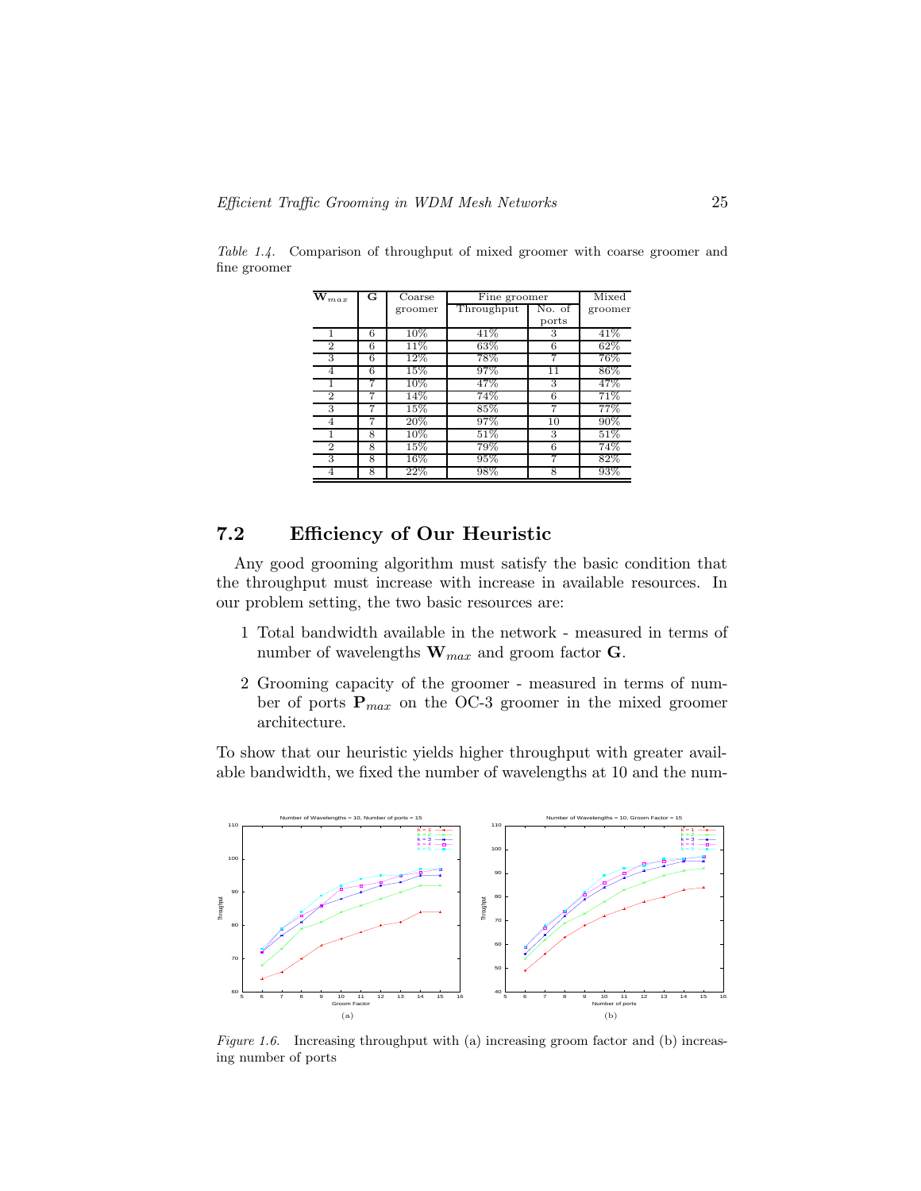*Table 1.4.* Comparison of throughput of mixed groomer with coarse groomer and fine groomer

| $\mathbf{W}_{max}$ | **G** | Coarse groomer | Fine groomer | | Mixed groomer |
|---|---|---|---|---|---|
| | | | Throughput | No. of ports | |
| 1 | 6 | 10% | 41% | 3 | 41% |
| 2 | 6 | 11% | 63% | 6 | 62% |
| 3 | 6 | 12% | 78% | 7 | 76% |
| 4 | 6 | 15% | 97% | 11 | 86% |
| 1 | 7 | 10% | 47% | 3 | 47% |
| 2 | 7 | 14% | 74% | 6 | 71% |
| 3 | 7 | 15% | 85% | 7 | 77% |
| 4 | 7 | 20% | 97% | 10 | 90% |
| 1 | 8 | 10% | 51% | 3 | 51% |
| 2 | 8 | 15% | 79% | 6 | 74% |
| 3 | 8 | 16% | 95% | 7 | 82% |
| 4 | 8 | 22% | 98% | 8 | 93% |

## 7.2 Efficiency of Our Heuristic

Any good grooming algorithm must satisfy the basic condition that the throughput must increase with increase in available resources. In our problem setting, the two basic resources are:

1 Total bandwidth available in the network - measured in terms of number of wavelengths $\mathbf{W}_{max}$ and groom factor $\mathbf{G}$.

2 Grooming capacity of the groomer - measured in terms of number of ports $\mathbf{P}_{max}$ on the OC-3 groomer in the mixed groomer architecture.

To show that our heuristic yields higher throughput with greater available bandwidth, we fixed the number of wavelengths at 10 and the num-

*Figure 1.6.* Increasing throughput with (a) increasing groom factor and (b) increasing number of ports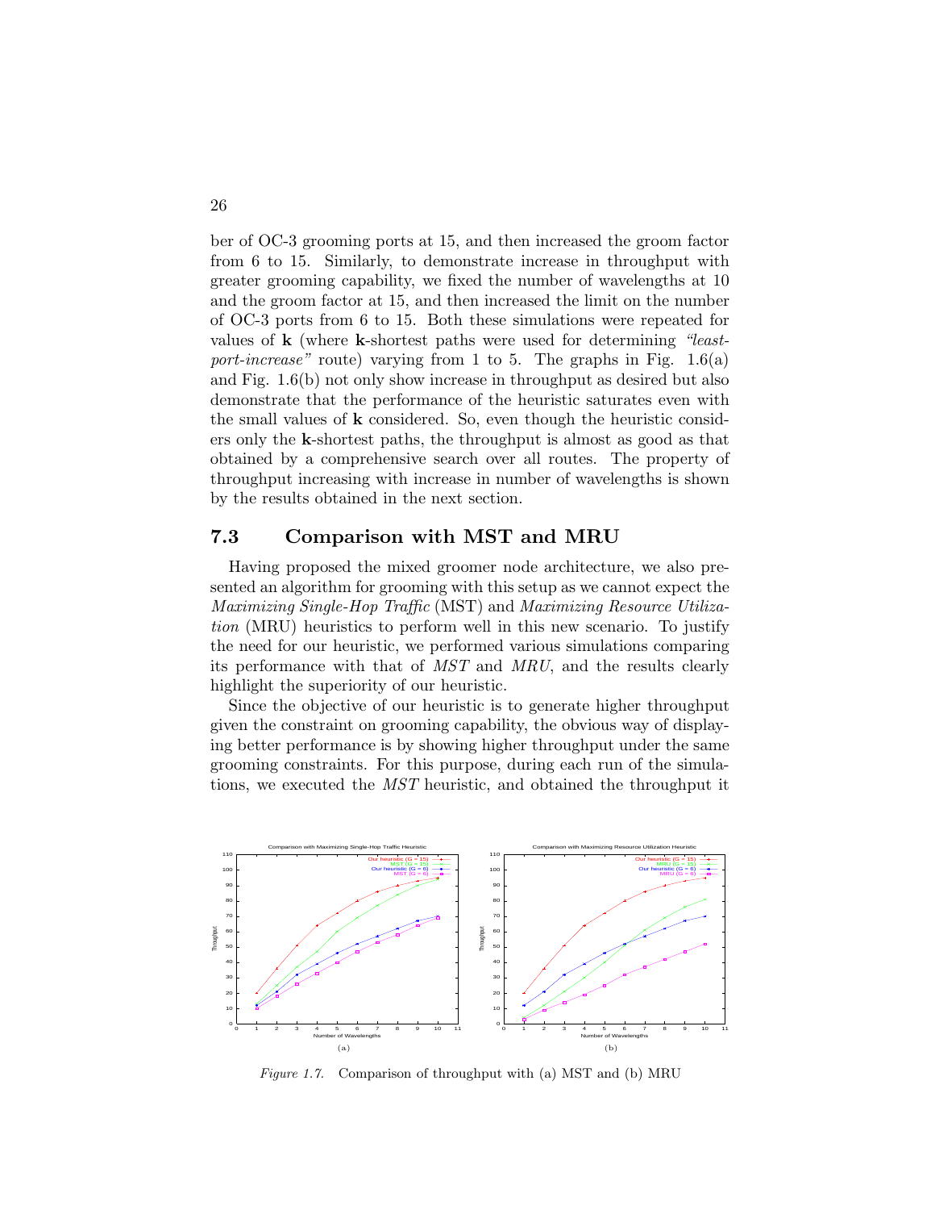ber of OC-3 grooming ports at 15, and then increased the groom factor from 6 to 15. Similarly, to demonstrate increase in throughput with greater grooming capability, we fixed the number of wavelengths at 10 and the groom factor at 15, and then increased the limit on the number of OC-3 ports from 6 to 15. Both these simulations were repeated for values of **k** (where **k**-shortest paths were used for determining *"least-port-increase"* route) varying from 1 to 5. The graphs in Fig. 1.6(a) and Fig. 1.6(b) not only show increase in throughput as desired but also demonstrate that the performance of the heuristic saturates even with the small values of **k** considered. So, even though the heuristic considers only the **k**-shortest paths, the throughput is almost as good as that obtained by a comprehensive search over all routes. The property of throughput increasing with increase in number of wavelengths is shown by the results obtained in the next section.

## 7.3 Comparison with MST and MRU

Having proposed the mixed groomer node architecture, we also presented an algorithm for grooming with this setup as we cannot expect the *Maximizing Single-Hop Traffic* (MST) and *Maximizing Resource Utilization* (MRU) heuristics to perform well in this new scenario. To justify the need for our heuristic, we performed various simulations comparing its performance with that of *MST* and *MRU*, and the results clearly highlight the superiority of our heuristic.

Since the objective of our heuristic is to generate higher throughput given the constraint on grooming capability, the obvious way of displaying better performance is by showing higher throughput under the same grooming constraints. For this purpose, during each run of the simulations, we executed the *MST* heuristic, and obtained the throughput it

*Figure 1.7.* Comparison of throughput with (a) MST and (b) MRU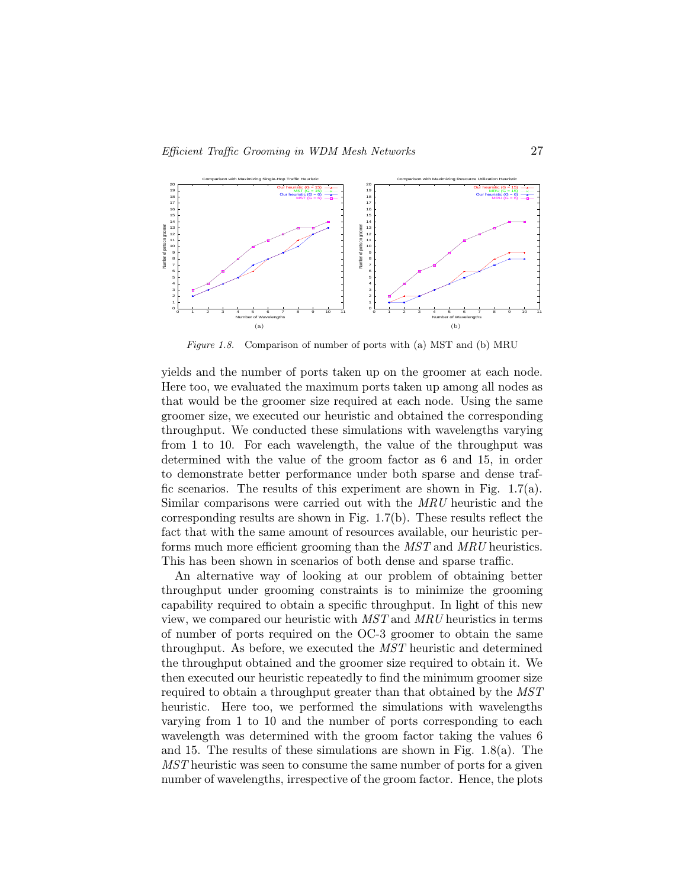*Figure 1.8.* Comparison of number of ports with (a) MST and (b) MRU

yields and the number of ports taken up on the groomer at each node. Here too, we evaluated the maximum ports taken up among all nodes as that would be the groomer size required at each node. Using the same groomer size, we executed our heuristic and obtained the corresponding throughput. We conducted these simulations with wavelengths varying from 1 to 10. For each wavelength, the value of the throughput was determined with the value of the groom factor as 6 and 15, in order to demonstrate better performance under both sparse and dense traffic scenarios. The results of this experiment are shown in Fig. 1.7(a). Similar comparisons were carried out with the *MRU* heuristic and the corresponding results are shown in Fig. 1.7(b). These results reflect the fact that with the same amount of resources available, our heuristic performs much more efficient grooming than the *MST* and *MRU* heuristics. This has been shown in scenarios of both dense and sparse traffic.

An alternative way of looking at our problem of obtaining better throughput under grooming constraints is to minimize the grooming capability required to obtain a specific throughput. In light of this new view, we compared our heuristic with *MST* and *MRU* heuristics in terms of number of ports required on the OC-3 groomer to obtain the same throughput. As before, we executed the *MST* heuristic and determined the throughput obtained and the groomer size required to obtain it. We then executed our heuristic repeatedly to find the minimum groomer size required to obtain a throughput greater than that obtained by the *MST* heuristic. Here too, we performed the simulations with wavelengths varying from 1 to 10 and the number of ports corresponding to each wavelength was determined with the groom factor taking the values 6 and 15. The results of these simulations are shown in Fig. 1.8(a). The *MST* heuristic was seen to consume the same number of ports for a given number of wavelengths, irrespective of the groom factor. Hence, the plots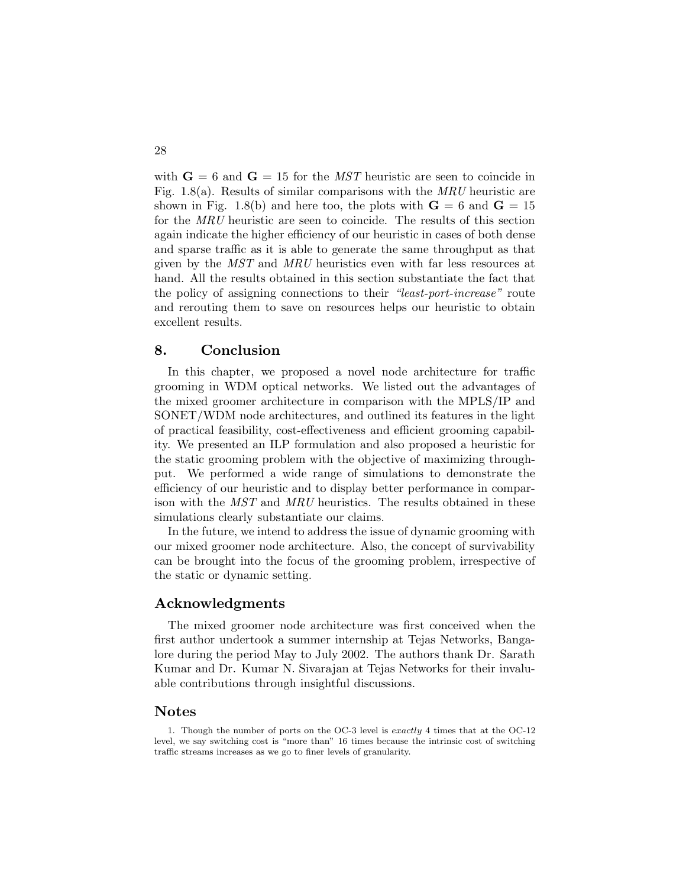with $\mathbf{G} = 6$ and $\mathbf{G} = 15$ for the *MST* heuristic are seen to coincide in Fig. 1.8(a). Results of similar comparisons with the *MRU* heuristic are shown in Fig. 1.8(b) and here too, the plots with $\mathbf{G} = 6$ and $\mathbf{G} = 15$ for the *MRU* heuristic are seen to coincide. The results of this section again indicate the higher efficiency of our heuristic in cases of both dense and sparse traffic as it is able to generate the same throughput as that given by the *MST* and *MRU* heuristics even with far less resources at hand. All the results obtained in this section substantiate the fact that the policy of assigning connections to their *"least-port-increase"* route and rerouting them to save on resources helps our heuristic to obtain excellent results.

## 8. Conclusion

In this chapter, we proposed a novel node architecture for traffic grooming in WDM optical networks. We listed out the advantages of the mixed groomer architecture in comparison with the MPLS/IP and SONET/WDM node architectures, and outlined its features in the light of practical feasibility, cost-effectiveness and efficient grooming capability. We presented an ILP formulation and also proposed a heuristic for the static grooming problem with the objective of maximizing throughput. We performed a wide range of simulations to demonstrate the efficiency of our heuristic and to display better performance in comparison with the *MST* and *MRU* heuristics. The results obtained in these simulations clearly substantiate our claims.

In the future, we intend to address the issue of dynamic grooming with our mixed groomer node architecture. Also, the concept of survivability can be brought into the focus of the grooming problem, irrespective of the static or dynamic setting.

## Acknowledgments

The mixed groomer node architecture was first conceived when the first author undertook a summer internship at Tejas Networks, Bangalore during the period May to July 2002. The authors thank Dr. Sarath Kumar and Dr. Kumar N. Sivarajan at Tejas Networks for their invaluable contributions through insightful discussions.

## Notes

1. Though the number of ports on the OC-3 level is *exactly* 4 times that at the OC-12 level, we say switching cost is "more than" 16 times because the intrinsic cost of switching traffic streams increases as we go to finer levels of granularity.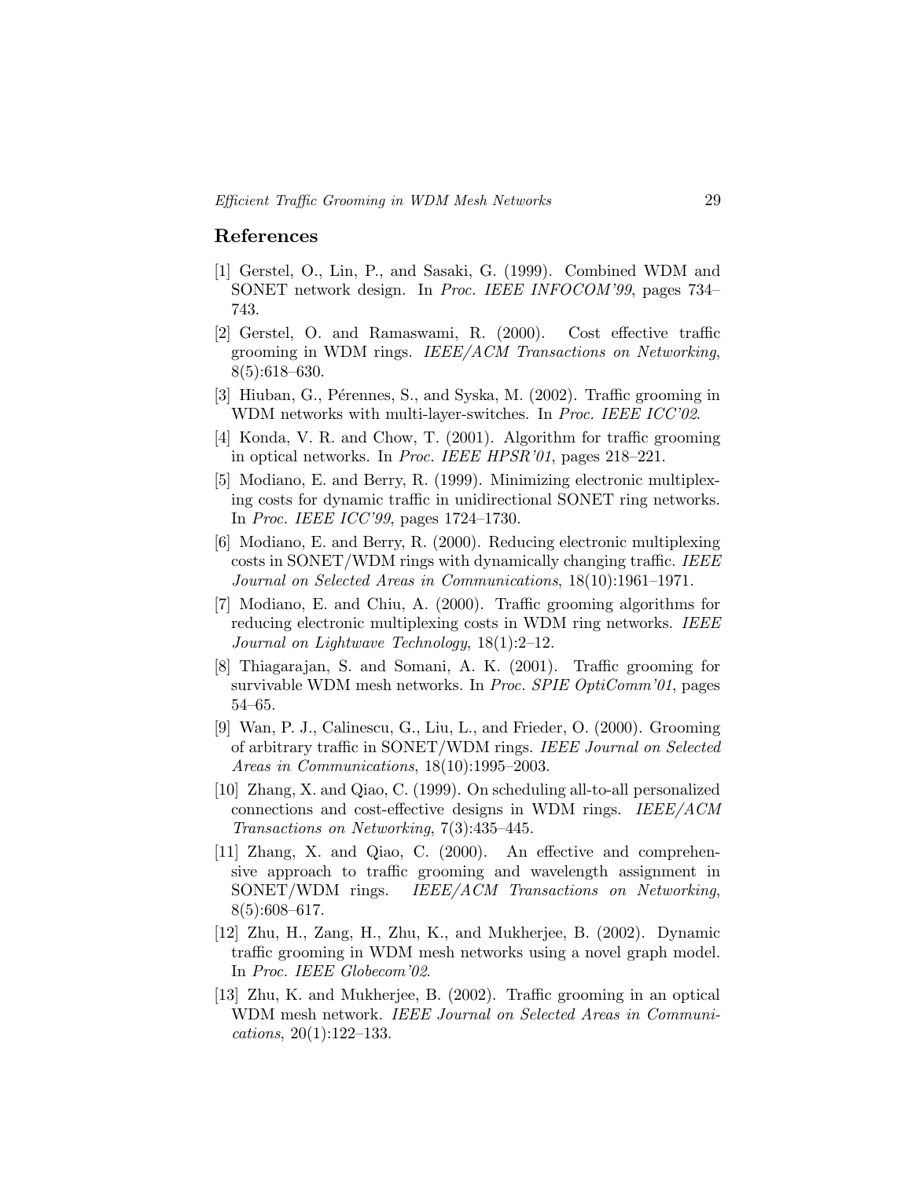## References

[1] Gerstel, O., Lin, P., and Sasaki, G. (1999). Combined WDM and SONET network design. In *Proc. IEEE INFOCOM'99*, pages 734–743.

[2] Gerstel, O. and Ramaswami, R. (2000). Cost effective traffic grooming in WDM rings. *IEEE/ACM Transactions on Networking*, 8(5):618–630.

[3] Hiuban, G., Pérennes, S., and Syska, M. (2002). Traffic grooming in WDM networks with multi-layer-switches. In *Proc. IEEE ICC'02*.

[4] Konda, V. R. and Chow, T. (2001). Algorithm for traffic grooming in optical networks. In *Proc. IEEE HPSR'01*, pages 218–221.

[5] Modiano, E. and Berry, R. (1999). Minimizing electronic multiplexing costs for dynamic traffic in unidirectional SONET ring networks. In *Proc. IEEE ICC'99*, pages 1724–1730.

[6] Modiano, E. and Berry, R. (2000). Reducing electronic multiplexing costs in SONET/WDM rings with dynamically changing traffic. *IEEE Journal on Selected Areas in Communications*, 18(10):1961–1971.

[7] Modiano, E. and Chiu, A. (2000). Traffic grooming algorithms for reducing electronic multiplexing costs in WDM ring networks. *IEEE Journal on Lightwave Technology*, 18(1):2–12.

[8] Thiagarajan, S. and Somani, A. K. (2001). Traffic grooming for survivable WDM mesh networks. In *Proc. SPIE OptiComm'01*, pages 54–65.

[9] Wan, P. J., Calinescu, G., Liu, L., and Frieder, O. (2000). Grooming of arbitrary traffic in SONET/WDM rings. *IEEE Journal on Selected Areas in Communications*, 18(10):1995–2003.

[10] Zhang, X. and Qiao, C. (1999). On scheduling all-to-all personalized connections and cost-effective designs in WDM rings. *IEEE/ACM Transactions on Networking*, 7(3):435–445.

[11] Zhang, X. and Qiao, C. (2000). An effective and comprehensive approach to traffic grooming and wavelength assignment in SONET/WDM rings. *IEEE/ACM Transactions on Networking*, 8(5):608–617.

[12] Zhu, H., Zang, H., Zhu, K., and Mukherjee, B. (2002). Dynamic traffic grooming in WDM mesh networks using a novel graph model. In *Proc. IEEE Globecom'02*.

[13] Zhu, K. and Mukherjee, B. (2002). Traffic grooming in an optical WDM mesh network. *IEEE Journal on Selected Areas in Communications*, 20(1):122–133.